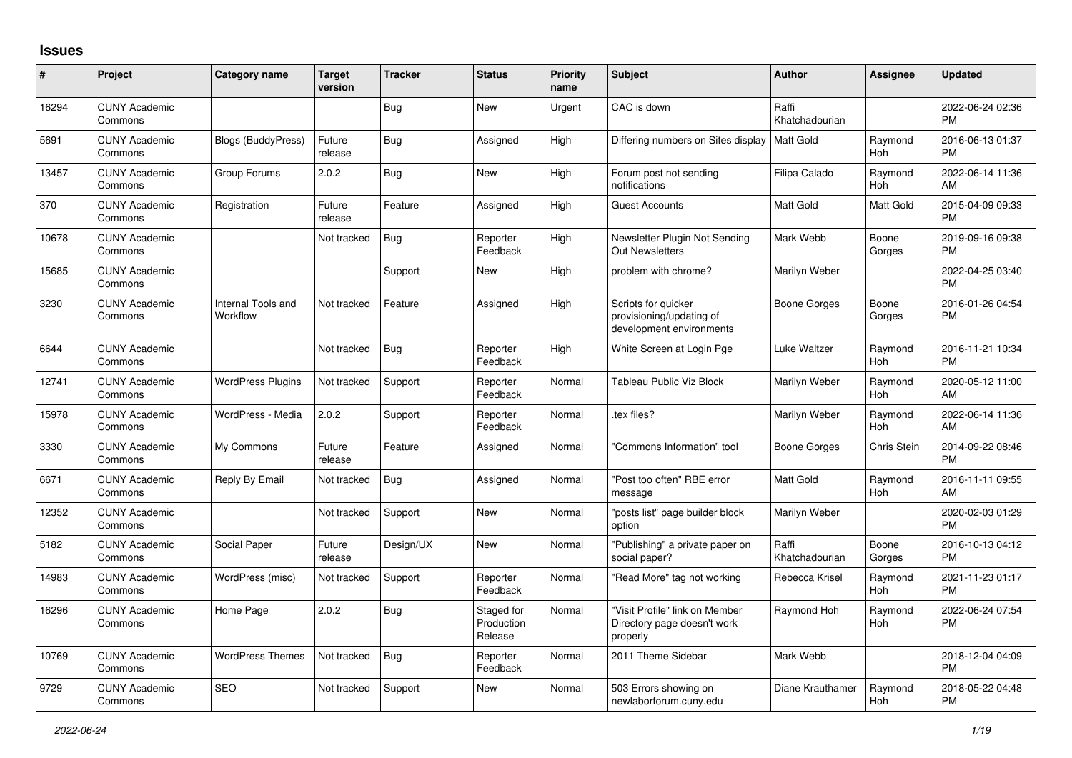## Issues

| # | Project | Category name | Target version | Tracker | Status | Priority name | Subject | Author | Assignee | Updated |
|---|---|---|---|---|---|---|---|---|---|---|
| 16294 | CUNY Academic Commons | | | Bug | New | Urgent | CAC is down | Raffi Khatchadourian | | 2022-06-24 02:36 PM |
| 5691 | CUNY Academic Commons | Blogs (BuddyPress) | Future release | Bug | Assigned | High | Differing numbers on Sites display | Matt Gold | Raymond Hoh | 2016-06-13 01:37 PM |
| 13457 | CUNY Academic Commons | Group Forums | 2.0.2 | Bug | New | High | Forum post not sending notifications | Filipa Calado | Raymond Hoh | 2022-06-14 11:36 AM |
| 370 | CUNY Academic Commons | Registration | Future release | Feature | Assigned | High | Guest Accounts | Matt Gold | Matt Gold | 2015-04-09 09:33 PM |
| 10678 | CUNY Academic Commons | | Not tracked | Bug | Reporter Feedback | High | Newsletter Plugin Not Sending Out Newsletters | Mark Webb | Boone Gorges | 2019-09-16 09:38 PM |
| 15685 | CUNY Academic Commons | | | Support | New | High | problem with chrome? | Marilyn Weber | | 2022-04-25 03:40 PM |
| 3230 | CUNY Academic Commons | Internal Tools and Workflow | Not tracked | Feature | Assigned | High | Scripts for quicker provisioning/updating of development environments | Boone Gorges | Boone Gorges | 2016-01-26 04:54 PM |
| 6644 | CUNY Academic Commons | | Not tracked | Bug | Reporter Feedback | High | White Screen at Login Pge | Luke Waltzer | Raymond Hoh | 2016-11-21 10:34 PM |
| 12741 | CUNY Academic Commons | WordPress Plugins | Not tracked | Support | Reporter Feedback | Normal | Tableau Public Viz Block | Marilyn Weber | Raymond Hoh | 2020-05-12 11:00 AM |
| 15978 | CUNY Academic Commons | WordPress - Media | 2.0.2 | Support | Reporter Feedback | Normal | .tex files? | Marilyn Weber | Raymond Hoh | 2022-06-14 11:36 AM |
| 3330 | CUNY Academic Commons | My Commons | Future release | Feature | Assigned | Normal | "Commons Information" tool | Boone Gorges | Chris Stein | 2014-09-22 08:46 PM |
| 6671 | CUNY Academic Commons | Reply By Email | Not tracked | Bug | Assigned | Normal | "Post too often" RBE error message | Matt Gold | Raymond Hoh | 2016-11-11 09:55 AM |
| 12352 | CUNY Academic Commons | | Not tracked | Support | New | Normal | "posts list" page builder block option | Marilyn Weber | | 2020-02-03 01:29 PM |
| 5182 | CUNY Academic Commons | Social Paper | Future release | Design/UX | New | Normal | "Publishing" a private paper on social paper? | Raffi Khatchadourian | Boone Gorges | 2016-10-13 04:12 PM |
| 14983 | CUNY Academic Commons | WordPress (misc) | Not tracked | Support | Reporter Feedback | Normal | "Read More" tag not working | Rebecca Krisel | Raymond Hoh | 2021-11-23 01:17 PM |
| 16296 | CUNY Academic Commons | Home Page | 2.0.2 | Bug | Staged for Production Release | Normal | "Visit Profile" link on Member Directory page doesn't work properly | Raymond Hoh | Raymond Hoh | 2022-06-24 07:54 PM |
| 10769 | CUNY Academic Commons | WordPress Themes | Not tracked | Bug | Reporter Feedback | Normal | 2011 Theme Sidebar | Mark Webb | | 2018-12-04 04:09 PM |
| 9729 | CUNY Academic Commons | SEO | Not tracked | Support | New | Normal | 503 Errors showing on newlaborforum.cuny.edu | Diane Krauthamer | Raymond Hoh | 2018-05-22 04:48 PM |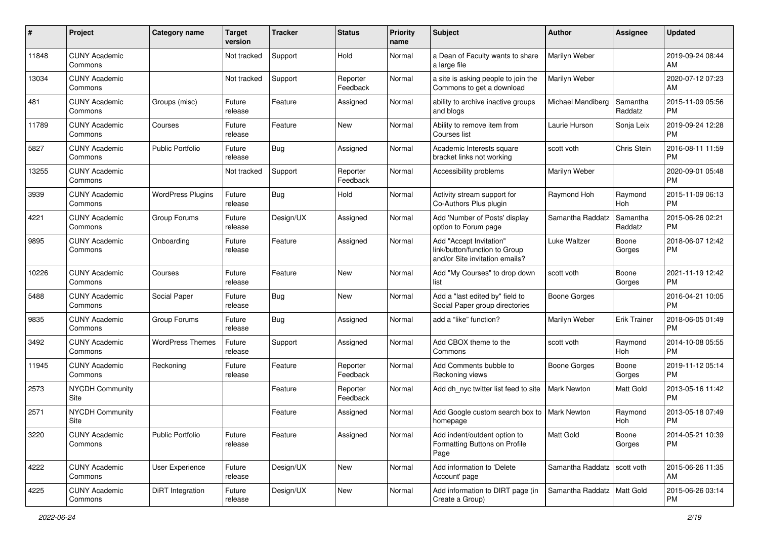| # | Project | Category name | Target version | Tracker | Status | Priority name | Subject | Author | Assignee | Updated |
|---|---|---|---|---|---|---|---|---|---|---|
| 11848 | CUNY Academic Commons | | Not tracked | Support | Hold | Normal | a Dean of Faculty wants to share a large file | Marilyn Weber | | 2019-09-24 08:44 AM |
| 13034 | CUNY Academic Commons | | Not tracked | Support | Reporter Feedback | Normal | a site is asking people to join the Commons to get a download | Marilyn Weber | | 2020-07-12 07:23 AM |
| 481 | CUNY Academic Commons | Groups (misc) | Future release | Feature | Assigned | Normal | ability to archive inactive groups and blogs | Michael Mandiberg | Samantha Raddatz | 2015-11-09 05:56 PM |
| 11789 | CUNY Academic Commons | Courses | Future release | Feature | New | Normal | Ability to remove item from Courses list | Laurie Hurson | Sonja Leix | 2019-09-24 12:28 PM |
| 5827 | CUNY Academic Commons | Public Portfolio | Future release | Bug | Assigned | Normal | Academic Interests square bracket links not working | scott voth | Chris Stein | 2016-08-11 11:59 PM |
| 13255 | CUNY Academic Commons | | Not tracked | Support | Reporter Feedback | Normal | Accessibility problems | Marilyn Weber | | 2020-09-01 05:48 PM |
| 3939 | CUNY Academic Commons | WordPress Plugins | Future release | Bug | Hold | Normal | Activity stream support for Co-Authors Plus plugin | Raymond Hoh | Raymond Hoh | 2015-11-09 06:13 PM |
| 4221 | CUNY Academic Commons | Group Forums | Future release | Design/UX | Assigned | Normal | Add 'Number of Posts' display option to Forum page | Samantha Raddatz | Samantha Raddatz | 2015-06-26 02:21 PM |
| 9895 | CUNY Academic Commons | Onboarding | Future release | Feature | Assigned | Normal | Add "Accept Invitation" link/button/function to Group and/or Site invitation emails? | Luke Waltzer | Boone Gorges | 2018-06-07 12:42 PM |
| 10226 | CUNY Academic Commons | Courses | Future release | Feature | New | Normal | Add "My Courses" to drop down list | scott voth | Boone Gorges | 2021-11-19 12:42 PM |
| 5488 | CUNY Academic Commons | Social Paper | Future release | Bug | New | Normal | Add a "last edited by" field to Social Paper group directories | Boone Gorges | | 2016-04-21 10:05 PM |
| 9835 | CUNY Academic Commons | Group Forums | Future release | Bug | Assigned | Normal | add a "like" function? | Marilyn Weber | Erik Trainer | 2018-06-05 01:49 PM |
| 3492 | CUNY Academic Commons | WordPress Themes | Future release | Support | Assigned | Normal | Add CBOX theme to the Commons | scott voth | Raymond Hoh | 2014-10-08 05:55 PM |
| 11945 | CUNY Academic Commons | Reckoning | Future release | Feature | Reporter Feedback | Normal | Add Comments bubble to Reckoning views | Boone Gorges | Boone Gorges | 2019-11-12 05:14 PM |
| 2573 | NYCDH Community Site | | | Feature | Reporter Feedback | Normal | Add dh_nyc twitter list feed to site | Mark Newton | Matt Gold | 2013-05-16 11:42 PM |
| 2571 | NYCDH Community Site | | | Feature | Assigned | Normal | Add Google custom search box to homepage | Mark Newton | Raymond Hoh | 2013-05-18 07:49 PM |
| 3220 | CUNY Academic Commons | Public Portfolio | Future release | Feature | Assigned | Normal | Add indent/outdent option to Formatting Buttons on Profile Page | Matt Gold | Boone Gorges | 2014-05-21 10:39 PM |
| 4222 | CUNY Academic Commons | User Experience | Future release | Design/UX | New | Normal | Add information to 'Delete Account' page | Samantha Raddatz | scott voth | 2015-06-26 11:35 AM |
| 4225 | CUNY Academic Commons | DiRT Integration | Future release | Design/UX | New | Normal | Add information to DIRT page (in Create a Group) | Samantha Raddatz | Matt Gold | 2015-06-26 03:14 PM |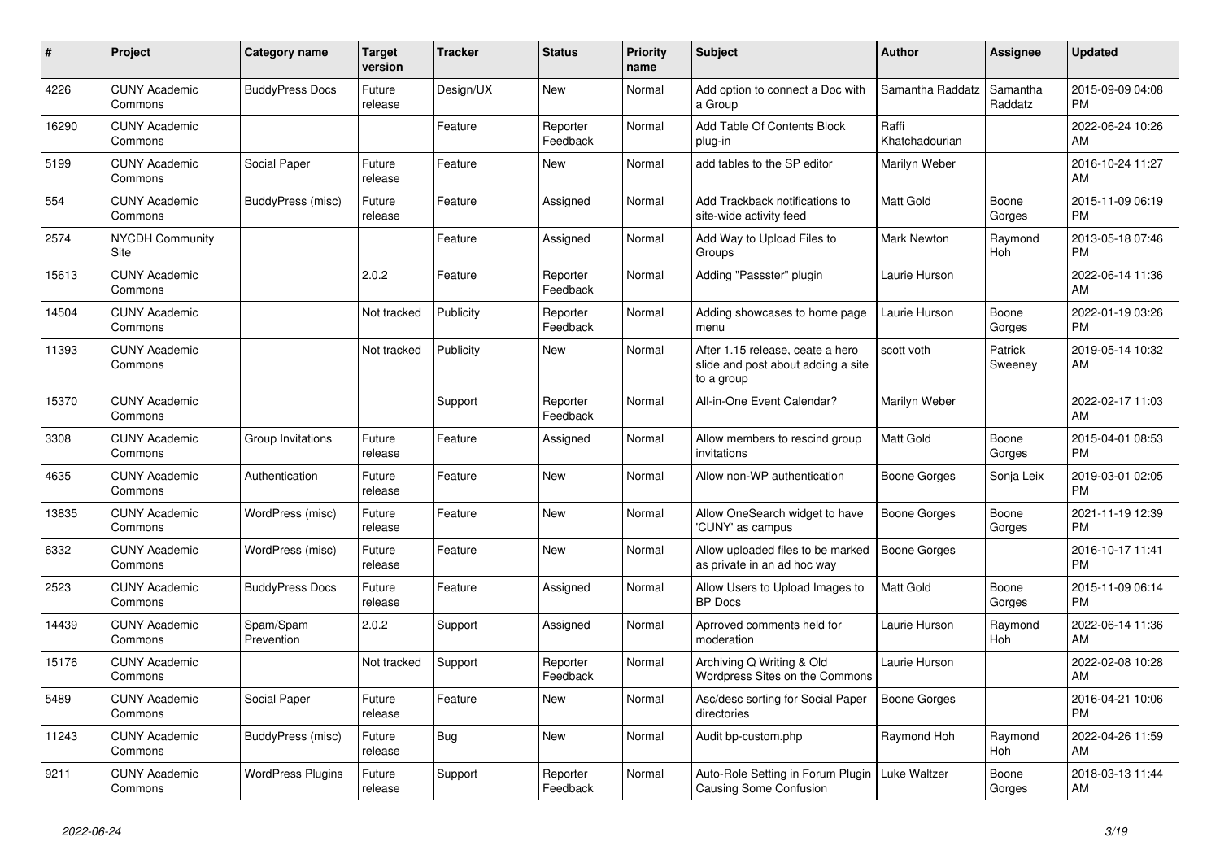| # | Project | Category name | Target version | Tracker | Status | Priority name | Subject | Author | Assignee | Updated |
|---|---|---|---|---|---|---|---|---|---|---|
| 4226 | CUNY Academic Commons | BuddyPress Docs | Future release | Design/UX | New | Normal | Add option to connect a Doc with a Group | Samantha Raddatz | Samantha Raddatz | 2015-09-09 04:08 PM |
| 16290 | CUNY Academic Commons | | | Feature | Reporter Feedback | Normal | Add Table Of Contents Block plug-in | Raffi Khatchadourian | | 2022-06-24 10:26 AM |
| 5199 | CUNY Academic Commons | Social Paper | Future release | Feature | New | Normal | add tables to the SP editor | Marilyn Weber | | 2016-10-24 11:27 AM |
| 554 | CUNY Academic Commons | BuddyPress (misc) | Future release | Feature | Assigned | Normal | Add Trackback notifications to site-wide activity feed | Matt Gold | Boone Gorges | 2015-11-09 06:19 PM |
| 2574 | NYCDH Community Site | | | Feature | Assigned | Normal | Add Way to Upload Files to Groups | Mark Newton | Raymond Hoh | 2013-05-18 07:46 PM |
| 15613 | CUNY Academic Commons | | 2.0.2 | Feature | Reporter Feedback | Normal | Adding "Passster" plugin | Laurie Hurson | | 2022-06-14 11:36 AM |
| 14504 | CUNY Academic Commons | | Not tracked | Publicity | Reporter Feedback | Normal | Adding showcases to home page menu | Laurie Hurson | Boone Gorges | 2022-01-19 03:26 PM |
| 11393 | CUNY Academic Commons | | Not tracked | Publicity | New | Normal | After 1.15 release, ceate a hero slide and post about adding a site to a group | scott voth | Patrick Sweeney | 2019-05-14 10:32 AM |
| 15370 | CUNY Academic Commons | | | Support | Reporter Feedback | Normal | All-in-One Event Calendar? | Marilyn Weber | | 2022-02-17 11:03 AM |
| 3308 | CUNY Academic Commons | Group Invitations | Future release | Feature | Assigned | Normal | Allow members to rescind group invitations | Matt Gold | Boone Gorges | 2015-04-01 08:53 PM |
| 4635 | CUNY Academic Commons | Authentication | Future release | Feature | New | Normal | Allow non-WP authentication | Boone Gorges | Sonja Leix | 2019-03-01 02:05 PM |
| 13835 | CUNY Academic Commons | WordPress (misc) | Future release | Feature | New | Normal | Allow OneSearch widget to have 'CUNY' as campus | Boone Gorges | Boone Gorges | 2021-11-19 12:39 PM |
| 6332 | CUNY Academic Commons | WordPress (misc) | Future release | Feature | New | Normal | Allow uploaded files to be marked as private in an ad hoc way | Boone Gorges | | 2016-10-17 11:41 PM |
| 2523 | CUNY Academic Commons | BuddyPress Docs | Future release | Feature | Assigned | Normal | Allow Users to Upload Images to BP Docs | Matt Gold | Boone Gorges | 2015-11-09 06:14 PM |
| 14439 | CUNY Academic Commons | Spam/Spam Prevention | 2.0.2 | Support | Assigned | Normal | Aprroved comments held for moderation | Laurie Hurson | Raymond Hoh | 2022-06-14 11:36 AM |
| 15176 | CUNY Academic Commons | | Not tracked | Support | Reporter Feedback | Normal | Archiving Q Writing & Old Wordpress Sites on the Commons | Laurie Hurson | | 2022-02-08 10:28 AM |
| 5489 | CUNY Academic Commons | Social Paper | Future release | Feature | New | Normal | Asc/desc sorting for Social Paper directories | Boone Gorges | | 2016-04-21 10:06 PM |
| 11243 | CUNY Academic Commons | BuddyPress (misc) | Future release | Bug | New | Normal | Audit bp-custom.php | Raymond Hoh | Raymond Hoh | 2022-04-26 11:59 AM |
| 9211 | CUNY Academic Commons | WordPress Plugins | Future release | Support | Reporter Feedback | Normal | Auto-Role Setting in Forum Plugin Causing Some Confusion | Luke Waltzer | Boone Gorges | 2018-03-13 11:44 AM |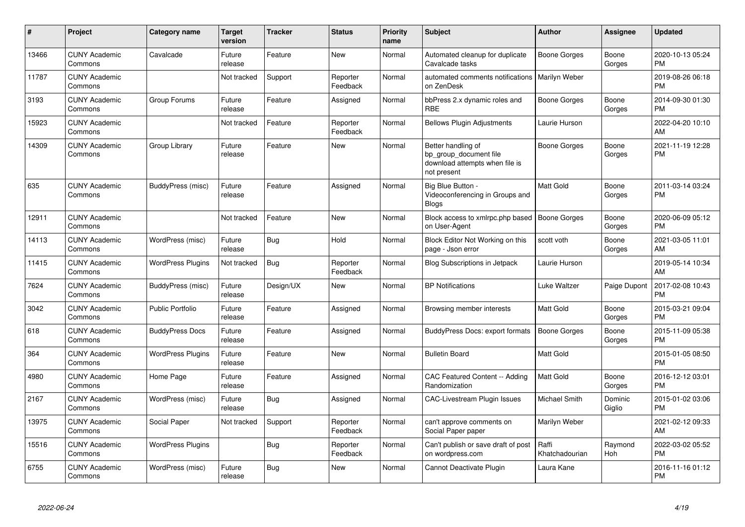| # | Project | Category name | Target version | Tracker | Status | Priority name | Subject | Author | Assignee | Updated |
|---|---|---|---|---|---|---|---|---|---|---|
| 13466 | CUNY Academic Commons | Cavalcade | Future release | Feature | New | Normal | Automated cleanup for duplicate Cavalcade tasks | Boone Gorges | Boone Gorges | 2020-10-13 05:24 PM |
| 11787 | CUNY Academic Commons | | Not tracked | Support | Reporter Feedback | Normal | automated comments notifications on ZenDesk | Marilyn Weber | | 2019-08-26 06:18 PM |
| 3193 | CUNY Academic Commons | Group Forums | Future release | Feature | Assigned | Normal | bbPress 2.x dynamic roles and RBE | Boone Gorges | Boone Gorges | 2014-09-30 01:30 PM |
| 15923 | CUNY Academic Commons | | Not tracked | Feature | Reporter Feedback | Normal | Bellows Plugin Adjustments | Laurie Hurson | | 2022-04-20 10:10 AM |
| 14309 | CUNY Academic Commons | Group Library | Future release | Feature | New | Normal | Better handling of bp_group_document file download attempts when file is not present | Boone Gorges | Boone Gorges | 2021-11-19 12:28 PM |
| 635 | CUNY Academic Commons | BuddyPress (misc) | Future release | Feature | Assigned | Normal | Big Blue Button - Videoconferencing in Groups and Blogs | Matt Gold | Boone Gorges | 2011-03-14 03:24 PM |
| 12911 | CUNY Academic Commons | | Not tracked | Feature | New | Normal | Block access to xmlrpc.php based on User-Agent | Boone Gorges | Boone Gorges | 2020-06-09 05:12 PM |
| 14113 | CUNY Academic Commons | WordPress (misc) | Future release | Bug | Hold | Normal | Block Editor Not Working on this page - Json error | scott voth | Boone Gorges | 2021-03-05 11:01 AM |
| 11415 | CUNY Academic Commons | WordPress Plugins | Not tracked | Bug | Reporter Feedback | Normal | Blog Subscriptions in Jetpack | Laurie Hurson | | 2019-05-14 10:34 AM |
| 7624 | CUNY Academic Commons | BuddyPress (misc) | Future release | Design/UX | New | Normal | BP Notifications | Luke Waltzer | Paige Dupont | 2017-02-08 10:43 PM |
| 3042 | CUNY Academic Commons | Public Portfolio | Future release | Feature | Assigned | Normal | Browsing member interests | Matt Gold | Boone Gorges | 2015-03-21 09:04 PM |
| 618 | CUNY Academic Commons | BuddyPress Docs | Future release | Feature | Assigned | Normal | BuddyPress Docs: export formats | Boone Gorges | Boone Gorges | 2015-11-09 05:38 PM |
| 364 | CUNY Academic Commons | WordPress Plugins | Future release | Feature | New | Normal | Bulletin Board | Matt Gold | | 2015-01-05 08:50 PM |
| 4980 | CUNY Academic Commons | Home Page | Future release | Feature | Assigned | Normal | CAC Featured Content -- Adding Randomization | Matt Gold | Boone Gorges | 2016-12-12 03:01 PM |
| 2167 | CUNY Academic Commons | WordPress (misc) | Future release | Bug | Assigned | Normal | CAC-Livestream Plugin Issues | Michael Smith | Dominic Giglio | 2015-01-02 03:06 PM |
| 13975 | CUNY Academic Commons | Social Paper | Not tracked | Support | Reporter Feedback | Normal | can't approve comments on Social Paper paper | Marilyn Weber | | 2021-02-12 09:33 AM |
| 15516 | CUNY Academic Commons | WordPress Plugins | | Bug | Reporter Feedback | Normal | Can't publish or save draft of post on wordpress.com | Raffi Khatchadourian | Raymond Hoh | 2022-03-02 05:52 PM |
| 6755 | CUNY Academic Commons | WordPress (misc) | Future release | Bug | New | Normal | Cannot Deactivate Plugin | Laura Kane | | 2016-11-16 01:12 PM |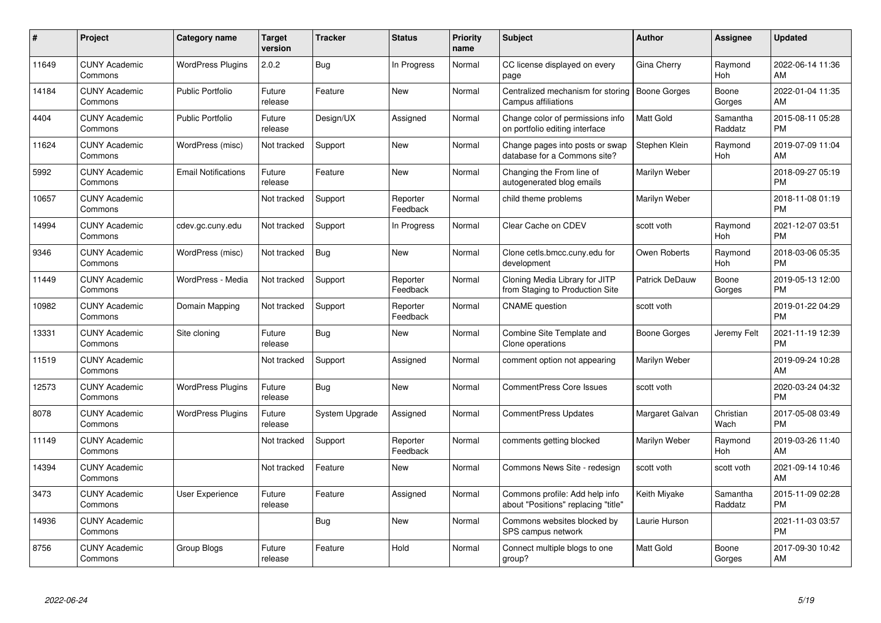| # | Project | Category name | Target version | Tracker | Status | Priority name | Subject | Author | Assignee | Updated |
|---|---|---|---|---|---|---|---|---|---|---|
| 11649 | CUNY Academic Commons | WordPress Plugins | 2.0.2 | Bug | In Progress | Normal | CC license displayed on every page | Gina Cherry | Raymond Hoh | 2022-06-14 11:36 AM |
| 14184 | CUNY Academic Commons | Public Portfolio | Future release | Feature | New | Normal | Centralized mechanism for storing Campus affiliations | Boone Gorges | Boone Gorges | 2022-01-04 11:35 AM |
| 4404 | CUNY Academic Commons | Public Portfolio | Future release | Design/UX | Assigned | Normal | Change color of permissions info on portfolio editing interface | Matt Gold | Samantha Raddatz | 2015-08-11 05:28 PM |
| 11624 | CUNY Academic Commons | WordPress (misc) | Not tracked | Support | New | Normal | Change pages into posts or swap database for a Commons site? | Stephen Klein | Raymond Hoh | 2019-07-09 11:04 AM |
| 5992 | CUNY Academic Commons | Email Notifications | Future release | Feature | New | Normal | Changing the From line of autogenerated blog emails | Marilyn Weber | | 2018-09-27 05:19 PM |
| 10657 | CUNY Academic Commons | | Not tracked | Support | Reporter Feedback | Normal | child theme problems | Marilyn Weber | | 2018-11-08 01:19 PM |
| 14994 | CUNY Academic Commons | cdev.gc.cuny.edu | Not tracked | Support | In Progress | Normal | Clear Cache on CDEV | scott voth | Raymond Hoh | 2021-12-07 03:51 PM |
| 9346 | CUNY Academic Commons | WordPress (misc) | Not tracked | Bug | New | Normal | Clone cetls.bmcc.cuny.edu for development | Owen Roberts | Raymond Hoh | 2018-03-06 05:35 PM |
| 11449 | CUNY Academic Commons | WordPress - Media | Not tracked | Support | Reporter Feedback | Normal | Cloning Media Library for JITP from Staging to Production Site | Patrick DeDauw | Boone Gorges | 2019-05-13 12:00 PM |
| 10982 | CUNY Academic Commons | Domain Mapping | Not tracked | Support | Reporter Feedback | Normal | CNAME question | scott voth | | 2019-01-22 04:29 PM |
| 13331 | CUNY Academic Commons | Site cloning | Future release | Bug | New | Normal | Combine Site Template and Clone operations | Boone Gorges | Jeremy Felt | 2021-11-19 12:39 PM |
| 11519 | CUNY Academic Commons | | Not tracked | Support | Assigned | Normal | comment option not appearing | Marilyn Weber | | 2019-09-24 10:28 AM |
| 12573 | CUNY Academic Commons | WordPress Plugins | Future release | Bug | New | Normal | CommentPress Core Issues | scott voth | | 2020-03-24 04:32 PM |
| 8078 | CUNY Academic Commons | WordPress Plugins | Future release | System Upgrade | Assigned | Normal | CommentPress Updates | Margaret Galvan | Christian Wach | 2017-05-08 03:49 PM |
| 11149 | CUNY Academic Commons | | Not tracked | Support | Reporter Feedback | Normal | comments getting blocked | Marilyn Weber | Raymond Hoh | 2019-03-26 11:40 AM |
| 14394 | CUNY Academic Commons | | Not tracked | Feature | New | Normal | Commons News Site - redesign | scott voth | scott voth | 2021-09-14 10:46 AM |
| 3473 | CUNY Academic Commons | User Experience | Future release | Feature | Assigned | Normal | Commons profile: Add help info about "Positions" replacing "title" | Keith Miyake | Samantha Raddatz | 2015-11-09 02:28 PM |
| 14936 | CUNY Academic Commons | | | Bug | New | Normal | Commons websites blocked by SPS campus network | Laurie Hurson | | 2021-11-03 03:57 PM |
| 8756 | CUNY Academic Commons | Group Blogs | Future release | Feature | Hold | Normal | Connect multiple blogs to one group? | Matt Gold | Boone Gorges | 2017-09-30 10:42 AM |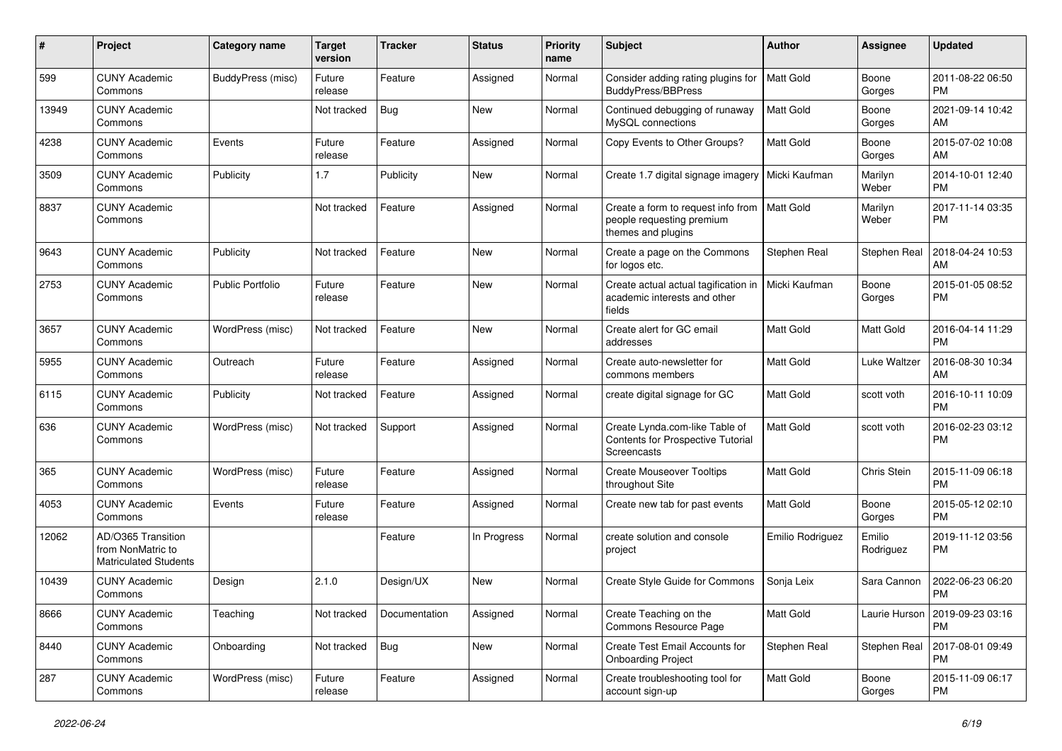| # | Project | Category name | Target version | Tracker | Status | Priority name | Subject | Author | Assignee | Updated |
|---|---|---|---|---|---|---|---|---|---|---|
| 599 | CUNY Academic Commons | BuddyPress (misc) | Future release | Feature | Assigned | Normal | Consider adding rating plugins for BuddyPress/BBPress | Matt Gold | Boone Gorges | 2011-08-22 06:50 PM |
| 13949 | CUNY Academic Commons | | Not tracked | Bug | New | Normal | Continued debugging of runaway MySQL connections | Matt Gold | Boone Gorges | 2021-09-14 10:42 AM |
| 4238 | CUNY Academic Commons | Events | Future release | Feature | Assigned | Normal | Copy Events to Other Groups? | Matt Gold | Boone Gorges | 2015-07-02 10:08 AM |
| 3509 | CUNY Academic Commons | Publicity | 1.7 | Publicity | New | Normal | Create 1.7 digital signage imagery | Micki Kaufman | Marilyn Weber | 2014-10-01 12:40 PM |
| 8837 | CUNY Academic Commons | | Not tracked | Feature | Assigned | Normal | Create a form to request info from people requesting premium themes and plugins | Matt Gold | Marilyn Weber | 2017-11-14 03:35 PM |
| 9643 | CUNY Academic Commons | Publicity | Not tracked | Feature | New | Normal | Create a page on the Commons for logos etc. | Stephen Real | Stephen Real | 2018-04-24 10:53 AM |
| 2753 | CUNY Academic Commons | Public Portfolio | Future release | Feature | New | Normal | Create actual actual tagification in academic interests and other fields | Micki Kaufman | Boone Gorges | 2015-01-05 08:52 PM |
| 3657 | CUNY Academic Commons | WordPress (misc) | Not tracked | Feature | New | Normal | Create alert for GC email addresses | Matt Gold | Matt Gold | 2016-04-14 11:29 PM |
| 5955 | CUNY Academic Commons | Outreach | Future release | Feature | Assigned | Normal | Create auto-newsletter for commons members | Matt Gold | Luke Waltzer | 2016-08-30 10:34 AM |
| 6115 | CUNY Academic Commons | Publicity | Not tracked | Feature | Assigned | Normal | create digital signage for GC | Matt Gold | scott voth | 2016-10-11 10:09 PM |
| 636 | CUNY Academic Commons | WordPress (misc) | Not tracked | Support | Assigned | Normal | Create Lynda.com-like Table of Contents for Prospective Tutorial Screencasts | Matt Gold | scott voth | 2016-02-23 03:12 PM |
| 365 | CUNY Academic Commons | WordPress (misc) | Future release | Feature | Assigned | Normal | Create Mouseover Tooltips throughout Site | Matt Gold | Chris Stein | 2015-11-09 06:18 PM |
| 4053 | CUNY Academic Commons | Events | Future release | Feature | Assigned | Normal | Create new tab for past events | Matt Gold | Boone Gorges | 2015-05-12 02:10 PM |
| 12062 | AD/O365 Transition from NonMatric to Matriculated Students | | | Feature | In Progress | Normal | create solution and console project | Emilio Rodriguez | Emilio Rodriguez | 2019-11-12 03:56 PM |
| 10439 | CUNY Academic Commons | Design | 2.1.0 | Design/UX | New | Normal | Create Style Guide for Commons | Sonja Leix | Sara Cannon | 2022-06-23 06:20 PM |
| 8666 | CUNY Academic Commons | Teaching | Not tracked | Documentation | Assigned | Normal | Create Teaching on the Commons Resource Page | Matt Gold | Laurie Hurson | 2019-09-23 03:16 PM |
| 8440 | CUNY Academic Commons | Onboarding | Not tracked | Bug | New | Normal | Create Test Email Accounts for Onboarding Project | Stephen Real | Stephen Real | 2017-08-01 09:49 PM |
| 287 | CUNY Academic Commons | WordPress (misc) | Future release | Feature | Assigned | Normal | Create troubleshooting tool for account sign-up | Matt Gold | Boone Gorges | 2015-11-09 06:17 PM |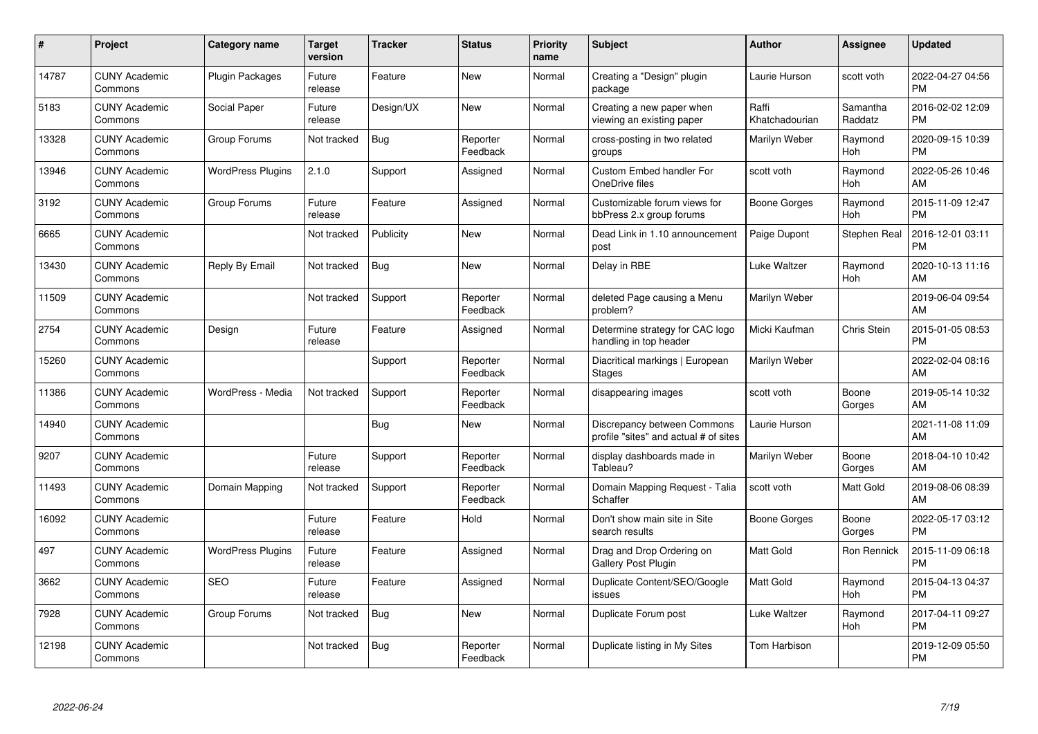| # | Project | Category name | Target version | Tracker | Status | Priority name | Subject | Author | Assignee | Updated |
|---|---|---|---|---|---|---|---|---|---|---|
| 14787 | CUNY Academic Commons | Plugin Packages | Future release | Feature | New | Normal | Creating a "Design" plugin package | Laurie Hurson | scott voth | 2022-04-27 04:56 PM |
| 5183 | CUNY Academic Commons | Social Paper | Future release | Design/UX | New | Normal | Creating a new paper when viewing an existing paper | Raffi Khatchadourian | Samantha Raddatz | 2016-02-02 12:09 PM |
| 13328 | CUNY Academic Commons | Group Forums | Not tracked | Bug | Reporter Feedback | Normal | cross-posting in two related groups | Marilyn Weber | Raymond Hoh | 2020-09-15 10:39 PM |
| 13946 | CUNY Academic Commons | WordPress Plugins | 2.1.0 | Support | Assigned | Normal | Custom Embed handler For OneDrive files | scott voth | Raymond Hoh | 2022-05-26 10:46 AM |
| 3192 | CUNY Academic Commons | Group Forums | Future release | Feature | Assigned | Normal | Customizable forum views for bbPress 2.x group forums | Boone Gorges | Raymond Hoh | 2015-11-09 12:47 PM |
| 6665 | CUNY Academic Commons | | Not tracked | Publicity | New | Normal | Dead Link in 1.10 announcement post | Paige Dupont | Stephen Real | 2016-12-01 03:11 PM |
| 13430 | CUNY Academic Commons | Reply By Email | Not tracked | Bug | New | Normal | Delay in RBE | Luke Waltzer | Raymond Hoh | 2020-10-13 11:16 AM |
| 11509 | CUNY Academic Commons | | Not tracked | Support | Reporter Feedback | Normal | deleted Page causing a Menu problem? | Marilyn Weber | | 2019-06-04 09:54 AM |
| 2754 | CUNY Academic Commons | Design | Future release | Feature | Assigned | Normal | Determine strategy for CAC logo handling in top header | Micki Kaufman | Chris Stein | 2015-01-05 08:53 PM |
| 15260 | CUNY Academic Commons | | | Support | Reporter Feedback | Normal | Diacritical markings \| European Stages | Marilyn Weber | | 2022-02-04 08:16 AM |
| 11386 | CUNY Academic Commons | WordPress - Media | Not tracked | Support | Reporter Feedback | Normal | disappearing images | scott voth | Boone Gorges | 2019-05-14 10:32 AM |
| 14940 | CUNY Academic Commons | | | Bug | New | Normal | Discrepancy between Commons profile "sites" and actual # of sites | Laurie Hurson | | 2021-11-08 11:09 AM |
| 9207 | CUNY Academic Commons | | Future release | Support | Reporter Feedback | Normal | display dashboards made in Tableau? | Marilyn Weber | Boone Gorges | 2018-04-10 10:42 AM |
| 11493 | CUNY Academic Commons | Domain Mapping | Not tracked | Support | Reporter Feedback | Normal | Domain Mapping Request - Talia Schaffer | scott voth | Matt Gold | 2019-08-06 08:39 AM |
| 16092 | CUNY Academic Commons | | Future release | Feature | Hold | Normal | Don't show main site in Site search results | Boone Gorges | Boone Gorges | 2022-05-17 03:12 PM |
| 497 | CUNY Academic Commons | WordPress Plugins | Future release | Feature | Assigned | Normal | Drag and Drop Ordering on Gallery Post Plugin | Matt Gold | Ron Rennick | 2015-11-09 06:18 PM |
| 3662 | CUNY Academic Commons | SEO | Future release | Feature | Assigned | Normal | Duplicate Content/SEO/Google issues | Matt Gold | Raymond Hoh | 2015-04-13 04:37 PM |
| 7928 | CUNY Academic Commons | Group Forums | Not tracked | Bug | New | Normal | Duplicate Forum post | Luke Waltzer | Raymond Hoh | 2017-04-11 09:27 PM |
| 12198 | CUNY Academic Commons | | Not tracked | Bug | Reporter Feedback | Normal | Duplicate listing in My Sites | Tom Harbison | | 2019-12-09 05:50 PM |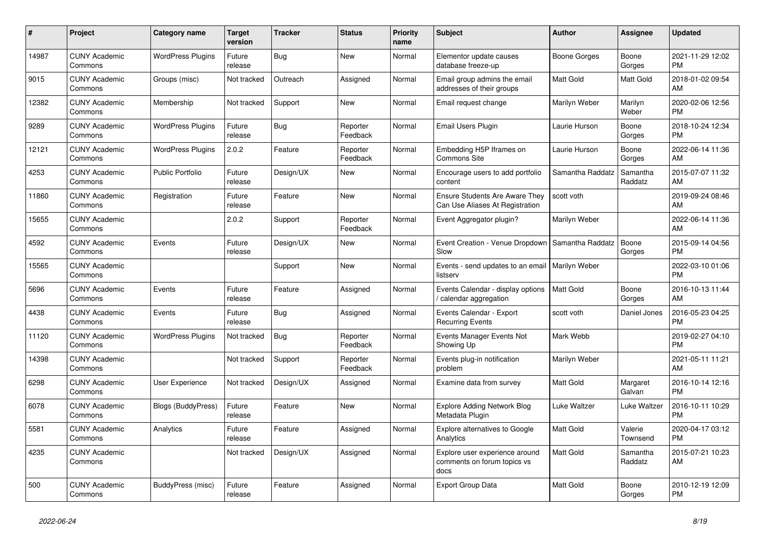| # | Project | Category name | Target version | Tracker | Status | Priority name | Subject | Author | Assignee | Updated |
|---|---|---|---|---|---|---|---|---|---|---|
| 14987 | CUNY Academic Commons | WordPress Plugins | Future release | Bug | New | Normal | Elementor update causes database freeze-up | Boone Gorges | Boone Gorges | 2021-11-29 12:02 PM |
| 9015 | CUNY Academic Commons | Groups (misc) | Not tracked | Outreach | Assigned | Normal | Email group admins the email addresses of their groups | Matt Gold | Matt Gold | 2018-01-02 09:54 AM |
| 12382 | CUNY Academic Commons | Membership | Not tracked | Support | New | Normal | Email request change | Marilyn Weber | Marilyn Weber | 2020-02-06 12:56 PM |
| 9289 | CUNY Academic Commons | WordPress Plugins | Future release | Bug | Reporter Feedback | Normal | Email Users Plugin | Laurie Hurson | Boone Gorges | 2018-10-24 12:34 PM |
| 12121 | CUNY Academic Commons | WordPress Plugins | 2.0.2 | Feature | Reporter Feedback | Normal | Embedding H5P Iframes on Commons Site | Laurie Hurson | Boone Gorges | 2022-06-14 11:36 AM |
| 4253 | CUNY Academic Commons | Public Portfolio | Future release | Design/UX | New | Normal | Encourage users to add portfolio content | Samantha Raddatz | Samantha Raddatz | 2015-07-07 11:32 AM |
| 11860 | CUNY Academic Commons | Registration | Future release | Feature | New | Normal | Ensure Students Are Aware They Can Use Aliases At Registration | scott voth | | 2019-09-24 08:46 AM |
| 15655 | CUNY Academic Commons | | 2.0.2 | Support | Reporter Feedback | Normal | Event Aggregator plugin? | Marilyn Weber | | 2022-06-14 11:36 AM |
| 4592 | CUNY Academic Commons | Events | Future release | Design/UX | New | Normal | Event Creation - Venue Dropdown Slow | Samantha Raddatz | Boone Gorges | 2015-09-14 04:56 PM |
| 15565 | CUNY Academic Commons | | | Support | New | Normal | Events - send updates to an email listserv | Marilyn Weber | | 2022-03-10 01:06 PM |
| 5696 | CUNY Academic Commons | Events | Future release | Feature | Assigned | Normal | Events Calendar - display options / calendar aggregation | Matt Gold | Boone Gorges | 2016-10-13 11:44 AM |
| 4438 | CUNY Academic Commons | Events | Future release | Bug | Assigned | Normal | Events Calendar - Export Recurring Events | scott voth | Daniel Jones | 2016-05-23 04:25 PM |
| 11120 | CUNY Academic Commons | WordPress Plugins | Not tracked | Bug | Reporter Feedback | Normal | Events Manager Events Not Showing Up | Mark Webb | | 2019-02-27 04:10 PM |
| 14398 | CUNY Academic Commons | | Not tracked | Support | Reporter Feedback | Normal | Events plug-in notification problem | Marilyn Weber | | 2021-05-11 11:21 AM |
| 6298 | CUNY Academic Commons | User Experience | Not tracked | Design/UX | Assigned | Normal | Examine data from survey | Matt Gold | Margaret Galvan | 2016-10-14 12:16 PM |
| 6078 | CUNY Academic Commons | Blogs (BuddyPress) | Future release | Feature | New | Normal | Explore Adding Network Blog Metadata Plugin | Luke Waltzer | Luke Waltzer | 2016-10-11 10:29 PM |
| 5581 | CUNY Academic Commons | Analytics | Future release | Feature | Assigned | Normal | Explore alternatives to Google Analytics | Matt Gold | Valerie Townsend | 2020-04-17 03:12 PM |
| 4235 | CUNY Academic Commons | | Not tracked | Design/UX | Assigned | Normal | Explore user experience around comments on forum topics vs docs | Matt Gold | Samantha Raddatz | 2015-07-21 10:23 AM |
| 500 | CUNY Academic Commons | BuddyPress (misc) | Future release | Feature | Assigned | Normal | Export Group Data | Matt Gold | Boone Gorges | 2010-12-19 12:09 PM |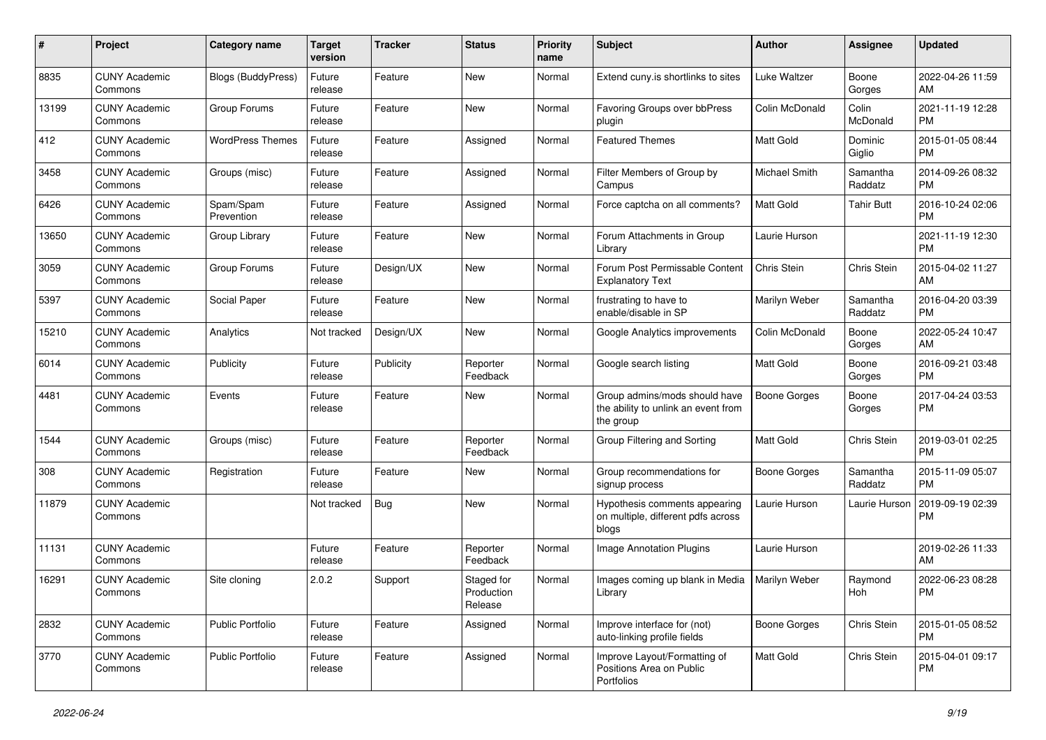| # | Project | Category name | Target version | Tracker | Status | Priority name | Subject | Author | Assignee | Updated |
|---|---|---|---|---|---|---|---|---|---|---|
| 8835 | CUNY Academic Commons | Blogs (BuddyPress) | Future release | Feature | New | Normal | Extend cuny.is shortlinks to sites | Luke Waltzer | Boone Gorges | 2022-04-26 11:59 AM |
| 13199 | CUNY Academic Commons | Group Forums | Future release | Feature | New | Normal | Favoring Groups over bbPress plugin | Colin McDonald | Colin McDonald | 2021-11-19 12:28 PM |
| 412 | CUNY Academic Commons | WordPress Themes | Future release | Feature | Assigned | Normal | Featured Themes | Matt Gold | Dominic Giglio | 2015-01-05 08:44 PM |
| 3458 | CUNY Academic Commons | Groups (misc) | Future release | Feature | Assigned | Normal | Filter Members of Group by Campus | Michael Smith | Samantha Raddatz | 2014-09-26 08:32 PM |
| 6426 | CUNY Academic Commons | Spam/Spam Prevention | Future release | Feature | Assigned | Normal | Force captcha on all comments? | Matt Gold | Tahir Butt | 2016-10-24 02:06 PM |
| 13650 | CUNY Academic Commons | Group Library | Future release | Feature | New | Normal | Forum Attachments in Group Library | Laurie Hurson | | 2021-11-19 12:30 PM |
| 3059 | CUNY Academic Commons | Group Forums | Future release | Design/UX | New | Normal | Forum Post Permissable Content Explanatory Text | Chris Stein | Chris Stein | 2015-04-02 11:27 AM |
| 5397 | CUNY Academic Commons | Social Paper | Future release | Feature | New | Normal | frustrating to have to enable/disable in SP | Marilyn Weber | Samantha Raddatz | 2016-04-20 03:39 PM |
| 15210 | CUNY Academic Commons | Analytics | Not tracked | Design/UX | New | Normal | Google Analytics improvements | Colin McDonald | Boone Gorges | 2022-05-24 10:47 AM |
| 6014 | CUNY Academic Commons | Publicity | Future release | Publicity | Reporter Feedback | Normal | Google search listing | Matt Gold | Boone Gorges | 2016-09-21 03:48 PM |
| 4481 | CUNY Academic Commons | Events | Future release | Feature | New | Normal | Group admins/mods should have the ability to unlink an event from the group | Boone Gorges | Boone Gorges | 2017-04-24 03:53 PM |
| 1544 | CUNY Academic Commons | Groups (misc) | Future release | Feature | Reporter Feedback | Normal | Group Filtering and Sorting | Matt Gold | Chris Stein | 2019-03-01 02:25 PM |
| 308 | CUNY Academic Commons | Registration | Future release | Feature | New | Normal | Group recommendations for signup process | Boone Gorges | Samantha Raddatz | 2015-11-09 05:07 PM |
| 11879 | CUNY Academic Commons | | Not tracked | Bug | New | Normal | Hypothesis comments appearing on multiple, different pdfs across blogs | Laurie Hurson | Laurie Hurson | 2019-09-19 02:39 PM |
| 11131 | CUNY Academic Commons | | Future release | Feature | Reporter Feedback | Normal | Image Annotation Plugins | Laurie Hurson | | 2019-02-26 11:33 AM |
| 16291 | CUNY Academic Commons | Site cloning | 2.0.2 | Support | Staged for Production Release | Normal | Images coming up blank in Media Library | Marilyn Weber | Raymond Hoh | 2022-06-23 08:28 PM |
| 2832 | CUNY Academic Commons | Public Portfolio | Future release | Feature | Assigned | Normal | Improve interface for (not) auto-linking profile fields | Boone Gorges | Chris Stein | 2015-01-05 08:52 PM |
| 3770 | CUNY Academic Commons | Public Portfolio | Future release | Feature | Assigned | Normal | Improve Layout/Formatting of Positions Area on Public Portfolios | Matt Gold | Chris Stein | 2015-04-01 09:17 PM |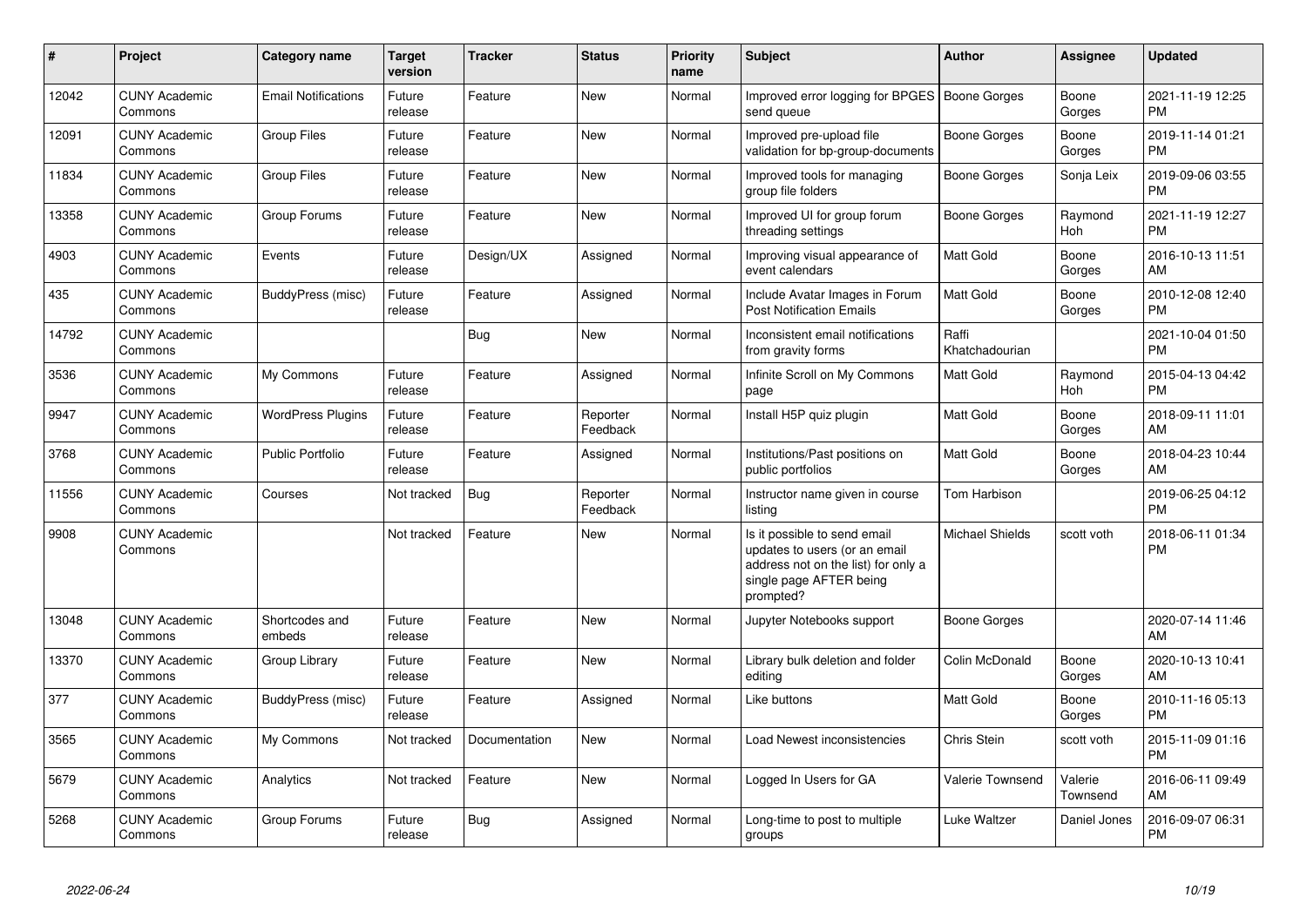| # | Project | Category name | Target version | Tracker | Status | Priority name | Subject | Author | Assignee | Updated |
|---|---|---|---|---|---|---|---|---|---|---|
| 12042 | CUNY Academic Commons | Email Notifications | Future release | Feature | New | Normal | Improved error logging for BPGES send queue | Boone Gorges | Boone Gorges | 2021-11-19 12:25 PM |
| 12091 | CUNY Academic Commons | Group Files | Future release | Feature | New | Normal | Improved pre-upload file validation for bp-group-documents | Boone Gorges | Boone Gorges | 2019-11-14 01:21 PM |
| 11834 | CUNY Academic Commons | Group Files | Future release | Feature | New | Normal | Improved tools for managing group file folders | Boone Gorges | Sonja Leix | 2019-09-06 03:55 PM |
| 13358 | CUNY Academic Commons | Group Forums | Future release | Feature | New | Normal | Improved UI for group forum threading settings | Boone Gorges | Raymond Hoh | 2021-11-19 12:27 PM |
| 4903 | CUNY Academic Commons | Events | Future release | Design/UX | Assigned | Normal | Improving visual appearance of event calendars | Matt Gold | Boone Gorges | 2016-10-13 11:51 AM |
| 435 | CUNY Academic Commons | BuddyPress (misc) | Future release | Feature | Assigned | Normal | Include Avatar Images in Forum Post Notification Emails | Matt Gold | Boone Gorges | 2010-12-08 12:40 PM |
| 14792 | CUNY Academic Commons | | | Bug | New | Normal | Inconsistent email notifications from gravity forms | Raffi Khatchadourian | | 2021-10-04 01:50 PM |
| 3536 | CUNY Academic Commons | My Commons | Future release | Feature | Assigned | Normal | Infinite Scroll on My Commons page | Matt Gold | Raymond Hoh | 2015-04-13 04:42 PM |
| 9947 | CUNY Academic Commons | WordPress Plugins | Future release | Feature | Reporter Feedback | Normal | Install H5P quiz plugin | Matt Gold | Boone Gorges | 2018-09-11 11:01 AM |
| 3768 | CUNY Academic Commons | Public Portfolio | Future release | Feature | Assigned | Normal | Institutions/Past positions on public portfolios | Matt Gold | Boone Gorges | 2018-04-23 10:44 AM |
| 11556 | CUNY Academic Commons | Courses | Not tracked | Bug | Reporter Feedback | Normal | Instructor name given in course listing | Tom Harbison | | 2019-06-25 04:12 PM |
| 9908 | CUNY Academic Commons | | Not tracked | Feature | New | Normal | Is it possible to send email updates to users (or an email address not on the list) for only a single page AFTER being prompted? | Michael Shields | scott voth | 2018-06-11 01:34 PM |
| 13048 | CUNY Academic Commons | Shortcodes and embeds | Future release | Feature | New | Normal | Jupyter Notebooks support | Boone Gorges | | 2020-07-14 11:46 AM |
| 13370 | CUNY Academic Commons | Group Library | Future release | Feature | New | Normal | Library bulk deletion and folder editing | Colin McDonald | Boone Gorges | 2020-10-13 10:41 AM |
| 377 | CUNY Academic Commons | BuddyPress (misc) | Future release | Feature | Assigned | Normal | Like buttons | Matt Gold | Boone Gorges | 2010-11-16 05:13 PM |
| 3565 | CUNY Academic Commons | My Commons | Not tracked | Documentation | New | Normal | Load Newest inconsistencies | Chris Stein | scott voth | 2015-11-09 01:16 PM |
| 5679 | CUNY Academic Commons | Analytics | Not tracked | Feature | New | Normal | Logged In Users for GA | Valerie Townsend | Valerie Townsend | 2016-06-11 09:49 AM |
| 5268 | CUNY Academic Commons | Group Forums | Future release | Bug | Assigned | Normal | Long-time to post to multiple groups | Luke Waltzer | Daniel Jones | 2016-09-07 06:31 PM |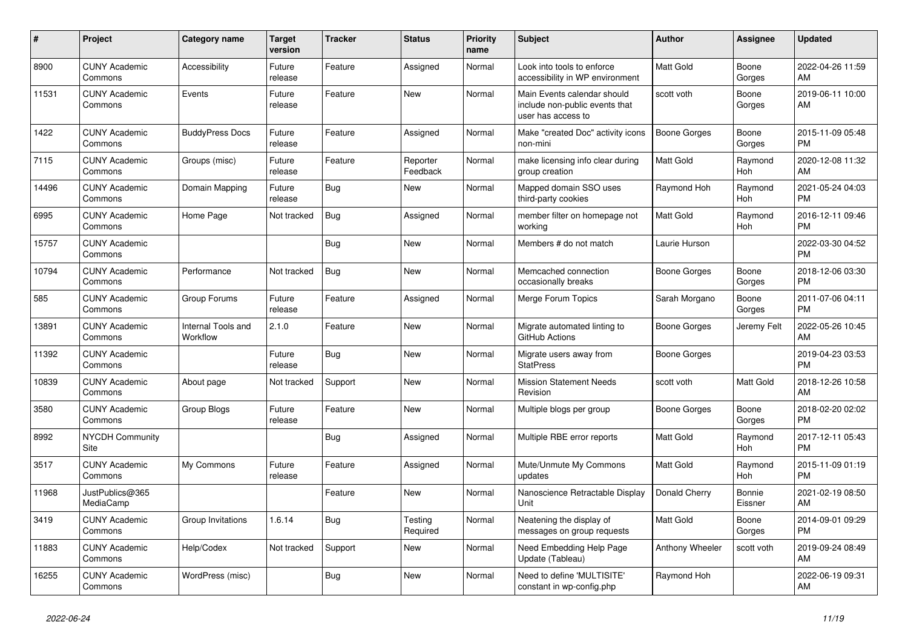| # | Project | Category name | Target version | Tracker | Status | Priority name | Subject | Author | Assignee | Updated |
|---|---|---|---|---|---|---|---|---|---|---|
| 8900 | CUNY Academic Commons | Accessibility | Future release | Feature | Assigned | Normal | Look into tools to enforce accessibility in WP environment | Matt Gold | Boone Gorges | 2022-04-26 11:59 AM |
| 11531 | CUNY Academic Commons | Events | Future release | Feature | New | Normal | Main Events calendar should include non-public events that user has access to | scott voth | Boone Gorges | 2019-06-11 10:00 AM |
| 1422 | CUNY Academic Commons | BuddyPress Docs | Future release | Feature | Assigned | Normal | Make "created Doc" activity icons non-mini | Boone Gorges | Boone Gorges | 2015-11-09 05:48 PM |
| 7115 | CUNY Academic Commons | Groups (misc) | Future release | Feature | Reporter Feedback | Normal | make licensing info clear during group creation | Matt Gold | Raymond Hoh | 2020-12-08 11:32 AM |
| 14496 | CUNY Academic Commons | Domain Mapping | Future release | Bug | New | Normal | Mapped domain SSO uses third-party cookies | Raymond Hoh | Raymond Hoh | 2021-05-24 04:03 PM |
| 6995 | CUNY Academic Commons | Home Page | Not tracked | Bug | Assigned | Normal | member filter on homepage not working | Matt Gold | Raymond Hoh | 2016-12-11 09:46 PM |
| 15757 | CUNY Academic Commons | | | Bug | New | Normal | Members # do not match | Laurie Hurson | | 2022-03-30 04:52 PM |
| 10794 | CUNY Academic Commons | Performance | Not tracked | Bug | New | Normal | Memcached connection occasionally breaks | Boone Gorges | Boone Gorges | 2018-12-06 03:30 PM |
| 585 | CUNY Academic Commons | Group Forums | Future release | Feature | Assigned | Normal | Merge Forum Topics | Sarah Morgano | Boone Gorges | 2011-07-06 04:11 PM |
| 13891 | CUNY Academic Commons | Internal Tools and Workflow | 2.1.0 | Feature | New | Normal | Migrate automated linting to GitHub Actions | Boone Gorges | Jeremy Felt | 2022-05-26 10:45 AM |
| 11392 | CUNY Academic Commons | | Future release | Bug | New | Normal | Migrate users away from StatPress | Boone Gorges | | 2019-04-23 03:53 PM |
| 10839 | CUNY Academic Commons | About page | Not tracked | Support | New | Normal | Mission Statement Needs Revision | scott voth | Matt Gold | 2018-12-26 10:58 AM |
| 3580 | CUNY Academic Commons | Group Blogs | Future release | Feature | New | Normal | Multiple blogs per group | Boone Gorges | Boone Gorges | 2018-02-20 02:02 PM |
| 8992 | NYCDH Community Site | | | Bug | Assigned | Normal | Multiple RBE error reports | Matt Gold | Raymond Hoh | 2017-12-11 05:43 PM |
| 3517 | CUNY Academic Commons | My Commons | Future release | Feature | Assigned | Normal | Mute/Unmute My Commons updates | Matt Gold | Raymond Hoh | 2015-11-09 01:19 PM |
| 11968 | JustPublics@365 MediaCamp | | | Feature | New | Normal | Nanoscience Retractable Display Unit | Donald Cherry | Bonnie Eissner | 2021-02-19 08:50 AM |
| 3419 | CUNY Academic Commons | Group Invitations | 1.6.14 | Bug | Testing Required | Normal | Neatening the display of messages on group requests | Matt Gold | Boone Gorges | 2014-09-01 09:29 PM |
| 11883 | CUNY Academic Commons | Help/Codex | Not tracked | Support | New | Normal | Need Embedding Help Page Update (Tableau) | Anthony Wheeler | scott voth | 2019-09-24 08:49 AM |
| 16255 | CUNY Academic Commons | WordPress (misc) | | Bug | New | Normal | Need to define 'MULTISITE' constant in wp-config.php | Raymond Hoh | | 2022-06-19 09:31 AM |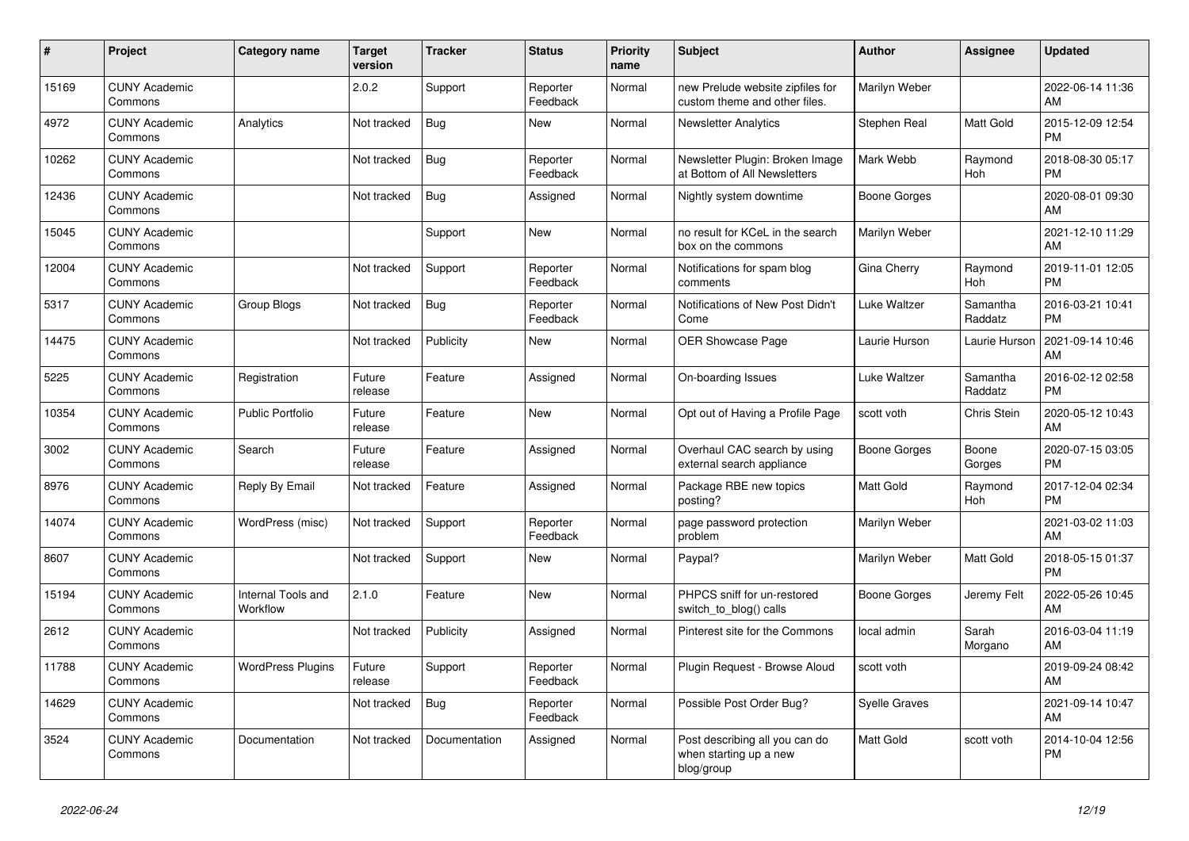| # | Project | Category name | Target version | Tracker | Status | Priority name | Subject | Author | Assignee | Updated |
|---|---|---|---|---|---|---|---|---|---|---|
| 15169 | CUNY Academic Commons | | 2.0.2 | Support | Reporter Feedback | Normal | new Prelude website zipfiles for custom theme and other files. | Marilyn Weber | | 2022-06-14 11:36 AM |
| 4972 | CUNY Academic Commons | Analytics | Not tracked | Bug | New | Normal | Newsletter Analytics | Stephen Real | Matt Gold | 2015-12-09 12:54 PM |
| 10262 | CUNY Academic Commons | | Not tracked | Bug | Reporter Feedback | Normal | Newsletter Plugin: Broken Image at Bottom of All Newsletters | Mark Webb | Raymond Hoh | 2018-08-30 05:17 PM |
| 12436 | CUNY Academic Commons | | Not tracked | Bug | Assigned | Normal | Nightly system downtime | Boone Gorges | | 2020-08-01 09:30 AM |
| 15045 | CUNY Academic Commons | | | Support | New | Normal | no result for KCeL in the search box on the commons | Marilyn Weber | | 2021-12-10 11:29 AM |
| 12004 | CUNY Academic Commons | | Not tracked | Support | Reporter Feedback | Normal | Notifications for spam blog comments | Gina Cherry | Raymond Hoh | 2019-11-01 12:05 PM |
| 5317 | CUNY Academic Commons | Group Blogs | Not tracked | Bug | Reporter Feedback | Normal | Notifications of New Post Didn't Come | Luke Waltzer | Samantha Raddatz | 2016-03-21 10:41 PM |
| 14475 | CUNY Academic Commons | | Not tracked | Publicity | New | Normal | OER Showcase Page | Laurie Hurson | Laurie Hurson | 2021-09-14 10:46 AM |
| 5225 | CUNY Academic Commons | Registration | Future release | Feature | Assigned | Normal | On-boarding Issues | Luke Waltzer | Samantha Raddatz | 2016-02-12 02:58 PM |
| 10354 | CUNY Academic Commons | Public Portfolio | Future release | Feature | New | Normal | Opt out of Having a Profile Page | scott voth | Chris Stein | 2020-05-12 10:43 AM |
| 3002 | CUNY Academic Commons | Search | Future release | Feature | Assigned | Normal | Overhaul CAC search by using external search appliance | Boone Gorges | Boone Gorges | 2020-07-15 03:05 PM |
| 8976 | CUNY Academic Commons | Reply By Email | Not tracked | Feature | Assigned | Normal | Package RBE new topics posting? | Matt Gold | Raymond Hoh | 2017-12-04 02:34 PM |
| 14074 | CUNY Academic Commons | WordPress (misc) | Not tracked | Support | Reporter Feedback | Normal | page password protection problem | Marilyn Weber | | 2021-03-02 11:03 AM |
| 8607 | CUNY Academic Commons | | Not tracked | Support | New | Normal | Paypal? | Marilyn Weber | Matt Gold | 2018-05-15 01:37 PM |
| 15194 | CUNY Academic Commons | Internal Tools and Workflow | 2.1.0 | Feature | New | Normal | PHPCS sniff for un-restored switch_to_blog() calls | Boone Gorges | Jeremy Felt | 2022-05-26 10:45 AM |
| 2612 | CUNY Academic Commons | | Not tracked | Publicity | Assigned | Normal | Pinterest site for the Commons | local admin | Sarah Morgano | 2016-03-04 11:19 AM |
| 11788 | CUNY Academic Commons | WordPress Plugins | Future release | Support | Reporter Feedback | Normal | Plugin Request - Browse Aloud | scott voth | | 2019-09-24 08:42 AM |
| 14629 | CUNY Academic Commons | | Not tracked | Bug | Reporter Feedback | Normal | Possible Post Order Bug? | Syelle Graves | | 2021-09-14 10:47 AM |
| 3524 | CUNY Academic Commons | Documentation | Not tracked | Documentation | Assigned | Normal | Post describing all you can do when starting up a new blog/group | Matt Gold | scott voth | 2014-10-04 12:56 PM |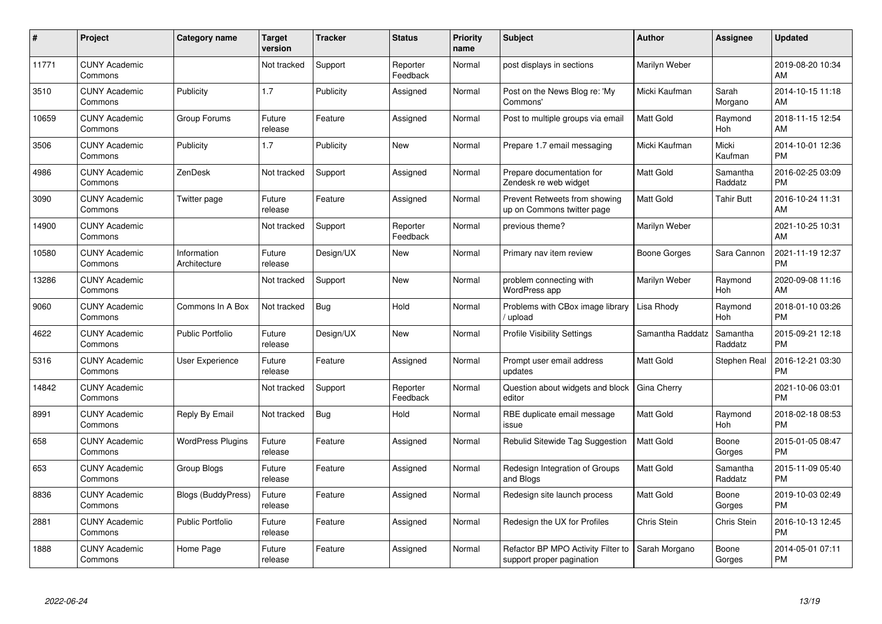| # | Project | Category name | Target version | Tracker | Status | Priority name | Subject | Author | Assignee | Updated |
|---|---|---|---|---|---|---|---|---|---|---|
| 11771 | CUNY Academic Commons | | Not tracked | Support | Reporter Feedback | Normal | post displays in sections | Marilyn Weber | | 2019-08-20 10:34 AM |
| 3510 | CUNY Academic Commons | Publicity | 1.7 | Publicity | Assigned | Normal | Post on the News Blog re: 'My Commons' | Micki Kaufman | Sarah Morgano | 2014-10-15 11:18 AM |
| 10659 | CUNY Academic Commons | Group Forums | Future release | Feature | Assigned | Normal | Post to multiple groups via email | Matt Gold | Raymond Hoh | 2018-11-15 12:54 AM |
| 3506 | CUNY Academic Commons | Publicity | 1.7 | Publicity | New | Normal | Prepare 1.7 email messaging | Micki Kaufman | Micki Kaufman | 2014-10-01 12:36 PM |
| 4986 | CUNY Academic Commons | ZenDesk | Not tracked | Support | Assigned | Normal | Prepare documentation for Zendesk re web widget | Matt Gold | Samantha Raddatz | 2016-02-25 03:09 PM |
| 3090 | CUNY Academic Commons | Twitter page | Future release | Feature | Assigned | Normal | Prevent Retweets from showing up on Commons twitter page | Matt Gold | Tahir Butt | 2016-10-24 11:31 AM |
| 14900 | CUNY Academic Commons | | Not tracked | Support | Reporter Feedback | Normal | previous theme? | Marilyn Weber | | 2021-10-25 10:31 AM |
| 10580 | CUNY Academic Commons | Information Architecture | Future release | Design/UX | New | Normal | Primary nav item review | Boone Gorges | Sara Cannon | 2021-11-19 12:37 PM |
| 13286 | CUNY Academic Commons | | Not tracked | Support | New | Normal | problem connecting with WordPress app | Marilyn Weber | Raymond Hoh | 2020-09-08 11:16 AM |
| 9060 | CUNY Academic Commons | Commons In A Box | Not tracked | Bug | Hold | Normal | Problems with CBox image library / upload | Lisa Rhody | Raymond Hoh | 2018-01-10 03:26 PM |
| 4622 | CUNY Academic Commons | Public Portfolio | Future release | Design/UX | New | Normal | Profile Visibility Settings | Samantha Raddatz | Samantha Raddatz | 2015-09-21 12:18 PM |
| 5316 | CUNY Academic Commons | User Experience | Future release | Feature | Assigned | Normal | Prompt user email address updates | Matt Gold | Stephen Real | 2016-12-21 03:30 PM |
| 14842 | CUNY Academic Commons | | Not tracked | Support | Reporter Feedback | Normal | Question about widgets and block editor | Gina Cherry | | 2021-10-06 03:01 PM |
| 8991 | CUNY Academic Commons | Reply By Email | Not tracked | Bug | Hold | Normal | RBE duplicate email message issue | Matt Gold | Raymond Hoh | 2018-02-18 08:53 PM |
| 658 | CUNY Academic Commons | WordPress Plugins | Future release | Feature | Assigned | Normal | Rebulid Sitewide Tag Suggestion | Matt Gold | Boone Gorges | 2015-01-05 08:47 PM |
| 653 | CUNY Academic Commons | Group Blogs | Future release | Feature | Assigned | Normal | Redesign Integration of Groups and Blogs | Matt Gold | Samantha Raddatz | 2015-11-09 05:40 PM |
| 8836 | CUNY Academic Commons | Blogs (BuddyPress) | Future release | Feature | Assigned | Normal | Redesign site launch process | Matt Gold | Boone Gorges | 2019-10-03 02:49 PM |
| 2881 | CUNY Academic Commons | Public Portfolio | Future release | Feature | Assigned | Normal | Redesign the UX for Profiles | Chris Stein | Chris Stein | 2016-10-13 12:45 PM |
| 1888 | CUNY Academic Commons | Home Page | Future release | Feature | Assigned | Normal | Refactor BP MPO Activity Filter to support proper pagination | Sarah Morgano | Boone Gorges | 2014-05-01 07:11 PM |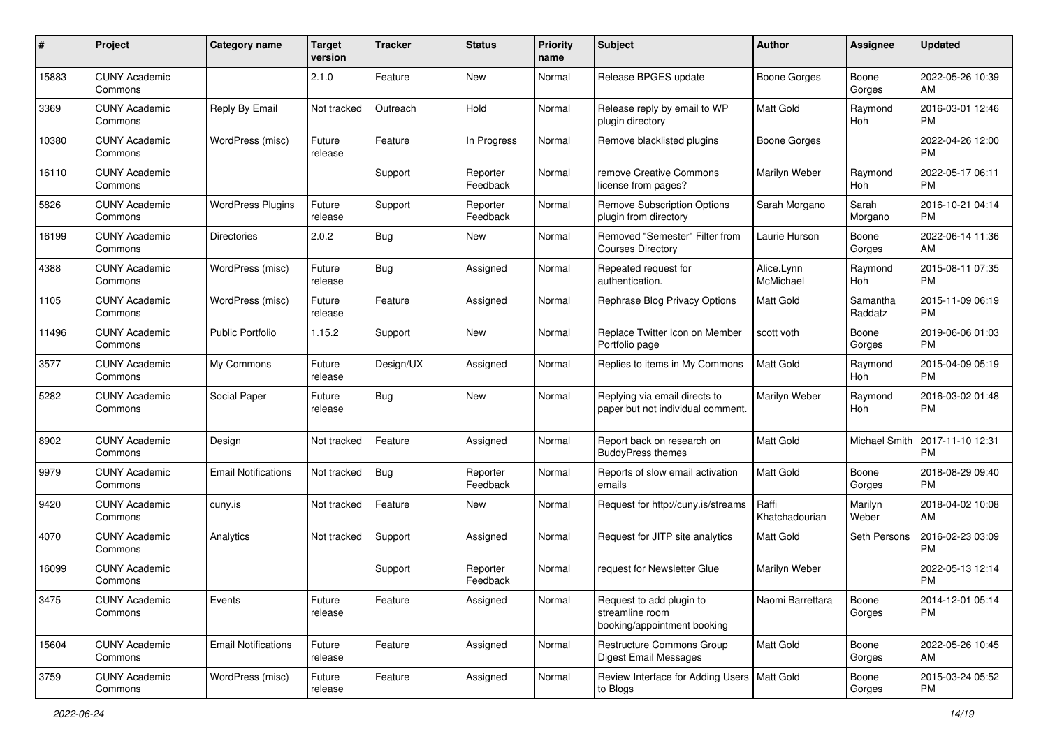| # | Project | Category name | Target version | Tracker | Status | Priority name | Subject | Author | Assignee | Updated |
|---|---|---|---|---|---|---|---|---|---|---|
| 15883 | CUNY Academic Commons | | 2.1.0 | Feature | New | Normal | Release BPGES update | Boone Gorges | Boone Gorges | 2022-05-26 10:39 AM |
| 3369 | CUNY Academic Commons | Reply By Email | Not tracked | Outreach | Hold | Normal | Release reply by email to WP plugin directory | Matt Gold | Raymond Hoh | 2016-03-01 12:46 PM |
| 10380 | CUNY Academic Commons | WordPress (misc) | Future release | Feature | In Progress | Normal | Remove blacklisted plugins | Boone Gorges | | 2022-04-26 12:00 PM |
| 16110 | CUNY Academic Commons | | | Support | Reporter Feedback | Normal | remove Creative Commons license from pages? | Marilyn Weber | Raymond Hoh | 2022-05-17 06:11 PM |
| 5826 | CUNY Academic Commons | WordPress Plugins | Future release | Support | Reporter Feedback | Normal | Remove Subscription Options plugin from directory | Sarah Morgano | Sarah Morgano | 2016-10-21 04:14 PM |
| 16199 | CUNY Academic Commons | Directories | 2.0.2 | Bug | New | Normal | Removed "Semester" Filter from Courses Directory | Laurie Hurson | Boone Gorges | 2022-06-14 11:36 AM |
| 4388 | CUNY Academic Commons | WordPress (misc) | Future release | Bug | Assigned | Normal | Repeated request for authentication. | Alice.Lynn McMichael | Raymond Hoh | 2015-08-11 07:35 PM |
| 1105 | CUNY Academic Commons | WordPress (misc) | Future release | Feature | Assigned | Normal | Rephrase Blog Privacy Options | Matt Gold | Samantha Raddatz | 2015-11-09 06:19 PM |
| 11496 | CUNY Academic Commons | Public Portfolio | 1.15.2 | Support | New | Normal | Replace Twitter Icon on Member Portfolio page | scott voth | Boone Gorges | 2019-06-06 01:03 PM |
| 3577 | CUNY Academic Commons | My Commons | Future release | Design/UX | Assigned | Normal | Replies to items in My Commons | Matt Gold | Raymond Hoh | 2015-04-09 05:19 PM |
| 5282 | CUNY Academic Commons | Social Paper | Future release | Bug | New | Normal | Replying via email directs to paper but not individual comment. | Marilyn Weber | Raymond Hoh | 2016-03-02 01:48 PM |
| 8902 | CUNY Academic Commons | Design | Not tracked | Feature | Assigned | Normal | Report back on research on BuddyPress themes | Matt Gold | Michael Smith | 2017-11-10 12:31 PM |
| 9979 | CUNY Academic Commons | Email Notifications | Not tracked | Bug | Reporter Feedback | Normal | Reports of slow email activation emails | Matt Gold | Boone Gorges | 2018-08-29 09:40 PM |
| 9420 | CUNY Academic Commons | cuny.is | Not tracked | Feature | New | Normal | Request for http://cuny.is/streams | Raffi Khatchadourian | Marilyn Weber | 2018-04-02 10:08 AM |
| 4070 | CUNY Academic Commons | Analytics | Not tracked | Support | Assigned | Normal | Request for JITP site analytics | Matt Gold | Seth Persons | 2016-02-23 03:09 PM |
| 16099 | CUNY Academic Commons | | | Support | Reporter Feedback | Normal | request for Newsletter Glue | Marilyn Weber | | 2022-05-13 12:14 PM |
| 3475 | CUNY Academic Commons | Events | Future release | Feature | Assigned | Normal | Request to add plugin to streamline room booking/appointment booking | Naomi Barrettara | Boone Gorges | 2014-12-01 05:14 PM |
| 15604 | CUNY Academic Commons | Email Notifications | Future release | Feature | Assigned | Normal | Restructure Commons Group Digest Email Messages | Matt Gold | Boone Gorges | 2022-05-26 10:45 AM |
| 3759 | CUNY Academic Commons | WordPress (misc) | Future release | Feature | Assigned | Normal | Review Interface for Adding Users to Blogs | Matt Gold | Boone Gorges | 2015-03-24 05:52 PM |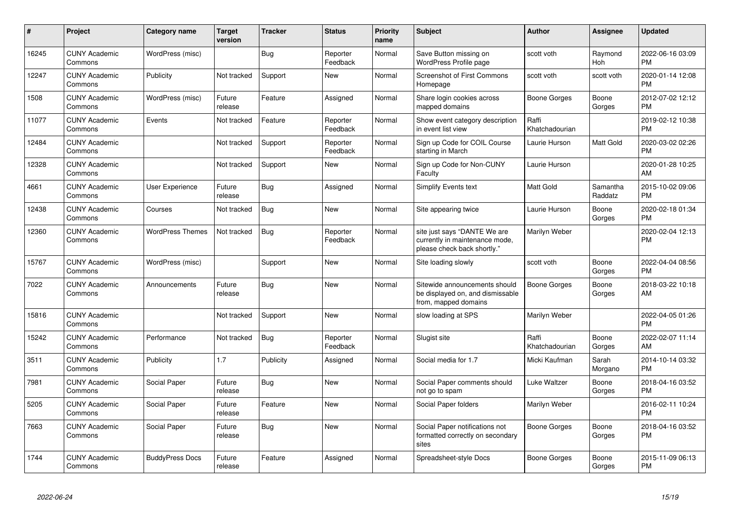| # | Project | Category name | Target version | Tracker | Status | Priority name | Subject | Author | Assignee | Updated |
|---|---|---|---|---|---|---|---|---|---|---|
| 16245 | CUNY Academic Commons | WordPress (misc) | | Bug | Reporter Feedback | Normal | Save Button missing on WordPress Profile page | scott voth | Raymond Hoh | 2022-06-16 03:09 PM |
| 12247 | CUNY Academic Commons | Publicity | Not tracked | Support | New | Normal | Screenshot of First Commons Homepage | scott voth | scott voth | 2020-01-14 12:08 PM |
| 1508 | CUNY Academic Commons | WordPress (misc) | Future release | Feature | Assigned | Normal | Share login cookies across mapped domains | Boone Gorges | Boone Gorges | 2012-07-02 12:12 PM |
| 11077 | CUNY Academic Commons | Events | Not tracked | Feature | Reporter Feedback | Normal | Show event category description in event list view | Raffi Khatchadourian | | 2019-02-12 10:38 PM |
| 12484 | CUNY Academic Commons | | Not tracked | Support | Reporter Feedback | Normal | Sign up Code for COIL Course starting in March | Laurie Hurson | Matt Gold | 2020-03-02 02:26 PM |
| 12328 | CUNY Academic Commons | | Not tracked | Support | New | Normal | Sign up Code for Non-CUNY Faculty | Laurie Hurson | | 2020-01-28 10:25 AM |
| 4661 | CUNY Academic Commons | User Experience | Future release | Bug | Assigned | Normal | Simplify Events text | Matt Gold | Samantha Raddatz | 2015-10-02 09:06 PM |
| 12438 | CUNY Academic Commons | Courses | Not tracked | Bug | New | Normal | Site appearing twice | Laurie Hurson | Boone Gorges | 2020-02-18 01:34 PM |
| 12360 | CUNY Academic Commons | WordPress Themes | Not tracked | Bug | Reporter Feedback | Normal | site just says "DANTE We are currently in maintenance mode, please check back shortly." | Marilyn Weber | | 2020-02-04 12:13 PM |
| 15767 | CUNY Academic Commons | WordPress (misc) | | Support | New | Normal | Site loading slowly | scott voth | Boone Gorges | 2022-04-04 08:56 PM |
| 7022 | CUNY Academic Commons | Announcements | Future release | Bug | New | Normal | Sitewide announcements should be displayed on, and dismissable from, mapped domains | Boone Gorges | Boone Gorges | 2018-03-22 10:18 AM |
| 15816 | CUNY Academic Commons | | Not tracked | Support | New | Normal | slow loading at SPS | Marilyn Weber | | 2022-04-05 01:26 PM |
| 15242 | CUNY Academic Commons | Performance | Not tracked | Bug | Reporter Feedback | Normal | Slugist site | Raffi Khatchadourian | Boone Gorges | 2022-02-07 11:14 AM |
| 3511 | CUNY Academic Commons | Publicity | 1.7 | Publicity | Assigned | Normal | Social media for 1.7 | Micki Kaufman | Sarah Morgano | 2014-10-14 03:32 PM |
| 7981 | CUNY Academic Commons | Social Paper | Future release | Bug | New | Normal | Social Paper comments should not go to spam | Luke Waltzer | Boone Gorges | 2018-04-16 03:52 PM |
| 5205 | CUNY Academic Commons | Social Paper | Future release | Feature | New | Normal | Social Paper folders | Marilyn Weber | | 2016-02-11 10:24 PM |
| 7663 | CUNY Academic Commons | Social Paper | Future release | Bug | New | Normal | Social Paper notifications not formatted correctly on secondary sites | Boone Gorges | Boone Gorges | 2018-04-16 03:52 PM |
| 1744 | CUNY Academic Commons | BuddyPress Docs | Future release | Feature | Assigned | Normal | Spreadsheet-style Docs | Boone Gorges | Boone Gorges | 2015-11-09 06:13 PM |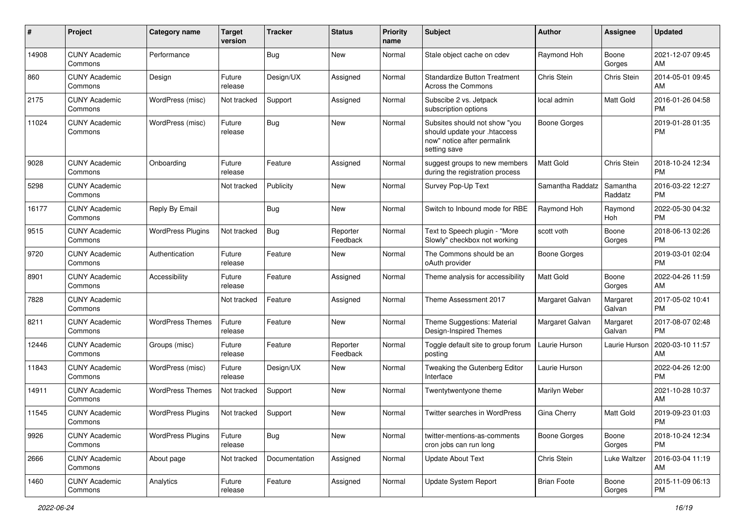| # | Project | Category name | Target version | Tracker | Status | Priority name | Subject | Author | Assignee | Updated |
|---|---|---|---|---|---|---|---|---|---|---|
| 14908 | CUNY Academic Commons | Performance | | Bug | New | Normal | Stale object cache on cdev | Raymond Hoh | Boone Gorges | 2021-12-07 09:45 AM |
| 860 | CUNY Academic Commons | Design | Future release | Design/UX | Assigned | Normal | Standardize Button Treatment Across the Commons | Chris Stein | Chris Stein | 2014-05-01 09:45 AM |
| 2175 | CUNY Academic Commons | WordPress (misc) | Not tracked | Support | Assigned | Normal | Subscibe 2 vs. Jetpack subscription options | local admin | Matt Gold | 2016-01-26 04:58 PM |
| 11024 | CUNY Academic Commons | WordPress (misc) | Future release | Bug | New | Normal | Subsites should not show "you should update your .htaccess now" notice after permalink setting save | Boone Gorges | | 2019-01-28 01:35 PM |
| 9028 | CUNY Academic Commons | Onboarding | Future release | Feature | Assigned | Normal | suggest groups to new members during the registration process | Matt Gold | Chris Stein | 2018-10-24 12:34 PM |
| 5298 | CUNY Academic Commons | | Not tracked | Publicity | New | Normal | Survey Pop-Up Text | Samantha Raddatz | Samantha Raddatz | 2016-03-22 12:27 PM |
| 16177 | CUNY Academic Commons | Reply By Email | | Bug | New | Normal | Switch to Inbound mode for RBE | Raymond Hoh | Raymond Hoh | 2022-05-30 04:32 PM |
| 9515 | CUNY Academic Commons | WordPress Plugins | Not tracked | Bug | Reporter Feedback | Normal | Text to Speech plugin - "More Slowly" checkbox not working | scott voth | Boone Gorges | 2018-06-13 02:26 PM |
| 9720 | CUNY Academic Commons | Authentication | Future release | Feature | New | Normal | The Commons should be an oAuth provider | Boone Gorges | | 2019-03-01 02:04 PM |
| 8901 | CUNY Academic Commons | Accessibility | Future release | Feature | Assigned | Normal | Theme analysis for accessibility | Matt Gold | Boone Gorges | 2022-04-26 11:59 AM |
| 7828 | CUNY Academic Commons | | Not tracked | Feature | Assigned | Normal | Theme Assessment 2017 | Margaret Galvan | Margaret Galvan | 2017-05-02 10:41 PM |
| 8211 | CUNY Academic Commons | WordPress Themes | Future release | Feature | New | Normal | Theme Suggestions: Material Design-Inspired Themes | Margaret Galvan | Margaret Galvan | 2017-08-07 02:48 PM |
| 12446 | CUNY Academic Commons | Groups (misc) | Future release | Feature | Reporter Feedback | Normal | Toggle default site to group forum posting | Laurie Hurson | Laurie Hurson | 2020-03-10 11:57 AM |
| 11843 | CUNY Academic Commons | WordPress (misc) | Future release | Design/UX | New | Normal | Tweaking the Gutenberg Editor Interface | Laurie Hurson | | 2022-04-26 12:00 PM |
| 14911 | CUNY Academic Commons | WordPress Themes | Not tracked | Support | New | Normal | Twentytwentyone theme | Marilyn Weber | | 2021-10-28 10:37 AM |
| 11545 | CUNY Academic Commons | WordPress Plugins | Not tracked | Support | New | Normal | Twitter searches in WordPress | Gina Cherry | Matt Gold | 2019-09-23 01:03 PM |
| 9926 | CUNY Academic Commons | WordPress Plugins | Future release | Bug | New | Normal | twitter-mentions-as-comments cron jobs can run long | Boone Gorges | Boone Gorges | 2018-10-24 12:34 PM |
| 2666 | CUNY Academic Commons | About page | Not tracked | Documentation | Assigned | Normal | Update About Text | Chris Stein | Luke Waltzer | 2016-03-04 11:19 AM |
| 1460 | CUNY Academic Commons | Analytics | Future release | Feature | Assigned | Normal | Update System Report | Brian Foote | Boone Gorges | 2015-11-09 06:13 PM |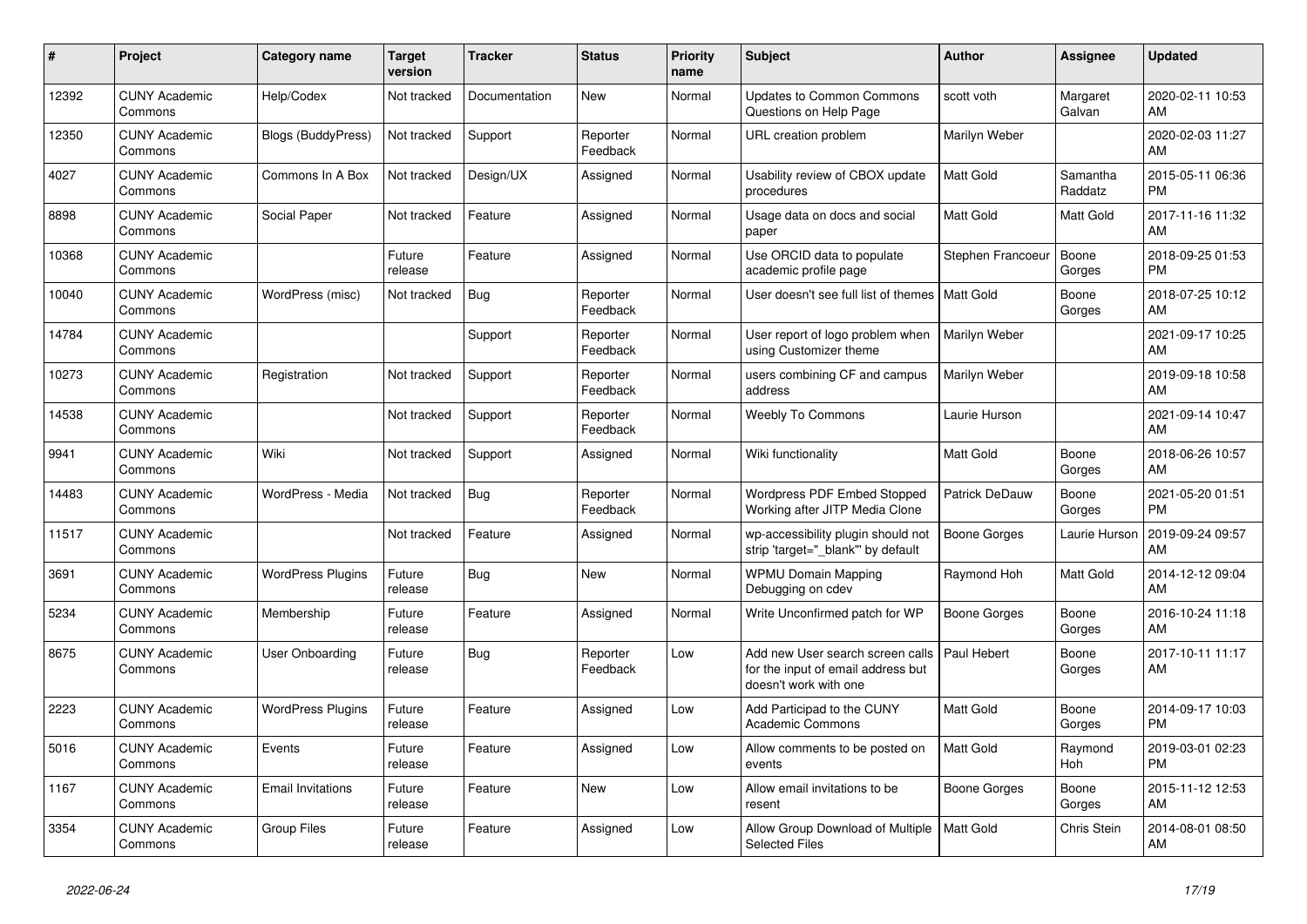| # | Project | Category name | Target version | Tracker | Status | Priority name | Subject | Author | Assignee | Updated |
|---|---|---|---|---|---|---|---|---|---|---|
| 12392 | CUNY Academic Commons | Help/Codex | Not tracked | Documentation | New | Normal | Updates to Common Commons Questions on Help Page | scott voth | Margaret Galvan | 2020-02-11 10:53 AM |
| 12350 | CUNY Academic Commons | Blogs (BuddyPress) | Not tracked | Support | Reporter Feedback | Normal | URL creation problem | Marilyn Weber | | 2020-02-03 11:27 AM |
| 4027 | CUNY Academic Commons | Commons In A Box | Not tracked | Design/UX | Assigned | Normal | Usability review of CBOX update procedures | Matt Gold | Samantha Raddatz | 2015-05-11 06:36 PM |
| 8898 | CUNY Academic Commons | Social Paper | Not tracked | Feature | Assigned | Normal | Usage data on docs and social paper | Matt Gold | Matt Gold | 2017-11-16 11:32 AM |
| 10368 | CUNY Academic Commons | | Future release | Feature | Assigned | Normal | Use ORCID data to populate academic profile page | Stephen Francoeur | Boone Gorges | 2018-09-25 01:53 PM |
| 10040 | CUNY Academic Commons | WordPress (misc) | Not tracked | Bug | Reporter Feedback | Normal | User doesn't see full list of themes | Matt Gold | Boone Gorges | 2018-07-25 10:12 AM |
| 14784 | CUNY Academic Commons | | | Support | Reporter Feedback | Normal | User report of logo problem when using Customizer theme | Marilyn Weber | | 2021-09-17 10:25 AM |
| 10273 | CUNY Academic Commons | Registration | Not tracked | Support | Reporter Feedback | Normal | users combining CF and campus address | Marilyn Weber | | 2019-09-18 10:58 AM |
| 14538 | CUNY Academic Commons | | Not tracked | Support | Reporter Feedback | Normal | Weebly To Commons | Laurie Hurson | | 2021-09-14 10:47 AM |
| 9941 | CUNY Academic Commons | Wiki | Not tracked | Support | Assigned | Normal | Wiki functionality | Matt Gold | Boone Gorges | 2018-06-26 10:57 AM |
| 14483 | CUNY Academic Commons | WordPress - Media | Not tracked | Bug | Reporter Feedback | Normal | Wordpress PDF Embed Stopped Working after JITP Media Clone | Patrick DeDauw | Boone Gorges | 2021-05-20 01:51 PM |
| 11517 | CUNY Academic Commons | | Not tracked | Feature | Assigned | Normal | wp-accessibility plugin should not strip 'target="_blank"' by default | Boone Gorges | Laurie Hurson | 2019-09-24 09:57 AM |
| 3691 | CUNY Academic Commons | WordPress Plugins | Future release | Bug | New | Normal | WPMU Domain Mapping Debugging on cdev | Raymond Hoh | Matt Gold | 2014-12-12 09:04 AM |
| 5234 | CUNY Academic Commons | Membership | Future release | Feature | Assigned | Normal | Write Unconfirmed patch for WP | Boone Gorges | Boone Gorges | 2016-10-24 11:18 AM |
| 8675 | CUNY Academic Commons | User Onboarding | Future release | Bug | Reporter Feedback | Low | Add new User search screen calls for the input of email address but doesn't work with one | Paul Hebert | Boone Gorges | 2017-10-11 11:17 AM |
| 2223 | CUNY Academic Commons | WordPress Plugins | Future release | Feature | Assigned | Low | Add Participad to the CUNY Academic Commons | Matt Gold | Boone Gorges | 2014-09-17 10:03 PM |
| 5016 | CUNY Academic Commons | Events | Future release | Feature | Assigned | Low | Allow comments to be posted on events | Matt Gold | Raymond Hoh | 2019-03-01 02:23 PM |
| 1167 | CUNY Academic Commons | Email Invitations | Future release | Feature | New | Low | Allow email invitations to be resent | Boone Gorges | Boone Gorges | 2015-11-12 12:53 AM |
| 3354 | CUNY Academic Commons | Group Files | Future release | Feature | Assigned | Low | Allow Group Download of Multiple Selected Files | Matt Gold | Chris Stein | 2014-08-01 08:50 AM |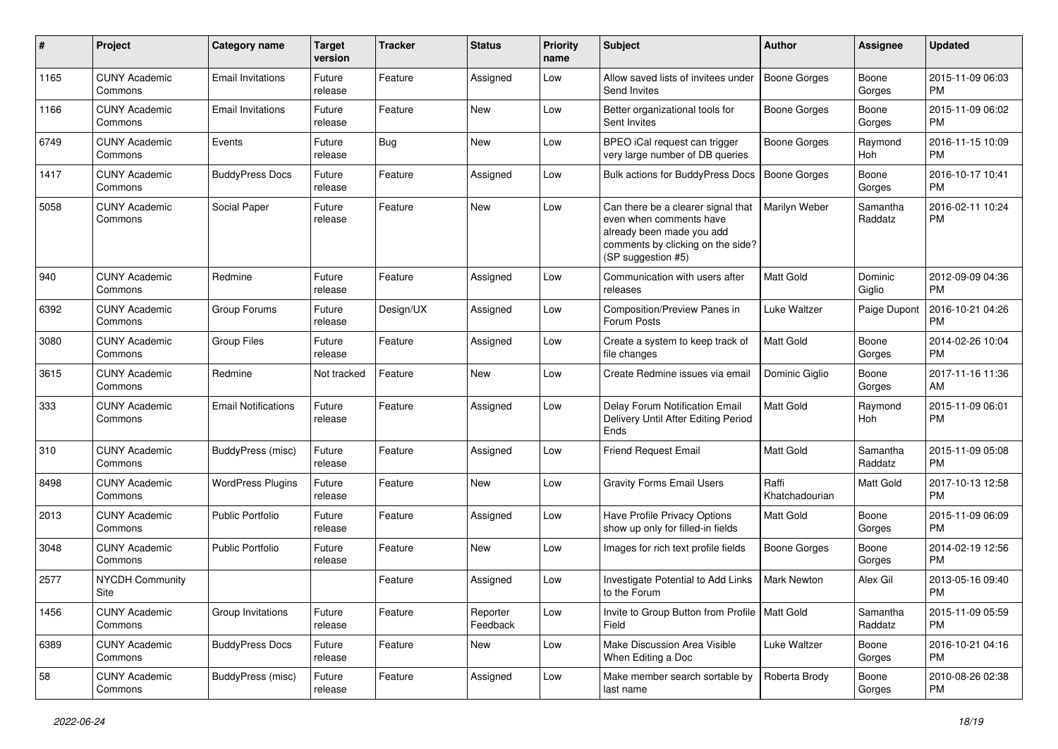| # | Project | Category name | Target version | Tracker | Status | Priority name | Subject | Author | Assignee | Updated |
|---|---|---|---|---|---|---|---|---|---|---|
| 1165 | CUNY Academic Commons | Email Invitations | Future release | Feature | Assigned | Low | Allow saved lists of invitees under Send Invites | Boone Gorges | Boone Gorges | 2015-11-09 06:03 PM |
| 1166 | CUNY Academic Commons | Email Invitations | Future release | Feature | New | Low | Better organizational tools for Sent Invites | Boone Gorges | Boone Gorges | 2015-11-09 06:02 PM |
| 6749 | CUNY Academic Commons | Events | Future release | Bug | New | Low | BPEO iCal request can trigger very large number of DB queries | Boone Gorges | Raymond Hoh | 2016-11-15 10:09 PM |
| 1417 | CUNY Academic Commons | BuddyPress Docs | Future release | Feature | Assigned | Low | Bulk actions for BuddyPress Docs | Boone Gorges | Boone Gorges | 2016-10-17 10:41 PM |
| 5058 | CUNY Academic Commons | Social Paper | Future release | Feature | New | Low | Can there be a clearer signal that even when comments have already been made you add comments by clicking on the side? (SP suggestion #5) | Marilyn Weber | Samantha Raddatz | 2016-02-11 10:24 PM |
| 940 | CUNY Academic Commons | Redmine | Future release | Feature | Assigned | Low | Communication with users after releases | Matt Gold | Dominic Giglio | 2012-09-09 04:36 PM |
| 6392 | CUNY Academic Commons | Group Forums | Future release | Design/UX | Assigned | Low | Composition/Preview Panes in Forum Posts | Luke Waltzer | Paige Dupont | 2016-10-21 04:26 PM |
| 3080 | CUNY Academic Commons | Group Files | Future release | Feature | Assigned | Low | Create a system to keep track of file changes | Matt Gold | Boone Gorges | 2014-02-26 10:04 PM |
| 3615 | CUNY Academic Commons | Redmine | Not tracked | Feature | New | Low | Create Redmine issues via email | Dominic Giglio | Boone Gorges | 2017-11-16 11:36 AM |
| 333 | CUNY Academic Commons | Email Notifications | Future release | Feature | Assigned | Low | Delay Forum Notification Email Delivery Until After Editing Period Ends | Matt Gold | Raymond Hoh | 2015-11-09 06:01 PM |
| 310 | CUNY Academic Commons | BuddyPress (misc) | Future release | Feature | Assigned | Low | Friend Request Email | Matt Gold | Samantha Raddatz | 2015-11-09 05:08 PM |
| 8498 | CUNY Academic Commons | WordPress Plugins | Future release | Feature | New | Low | Gravity Forms Email Users | Raffi Khatchadourian | Matt Gold | 2017-10-13 12:58 PM |
| 2013 | CUNY Academic Commons | Public Portfolio | Future release | Feature | Assigned | Low | Have Profile Privacy Options show up only for filled-in fields | Matt Gold | Boone Gorges | 2015-11-09 06:09 PM |
| 3048 | CUNY Academic Commons | Public Portfolio | Future release | Feature | New | Low | Images for rich text profile fields | Boone Gorges | Boone Gorges | 2014-02-19 12:56 PM |
| 2577 | NYCDH Community Site | | | Feature | Assigned | Low | Investigate Potential to Add Links to the Forum | Mark Newton | Alex Gil | 2013-05-16 09:40 PM |
| 1456 | CUNY Academic Commons | Group Invitations | Future release | Feature | Reporter Feedback | Low | Invite to Group Button from Profile Field | Matt Gold | Samantha Raddatz | 2015-11-09 05:59 PM |
| 6389 | CUNY Academic Commons | BuddyPress Docs | Future release | Feature | New | Low | Make Discussion Area Visible When Editing a Doc | Luke Waltzer | Boone Gorges | 2016-10-21 04:16 PM |
| 58 | CUNY Academic Commons | BuddyPress (misc) | Future release | Feature | Assigned | Low | Make member search sortable by last name | Roberta Brody | Boone Gorges | 2010-08-26 02:38 PM |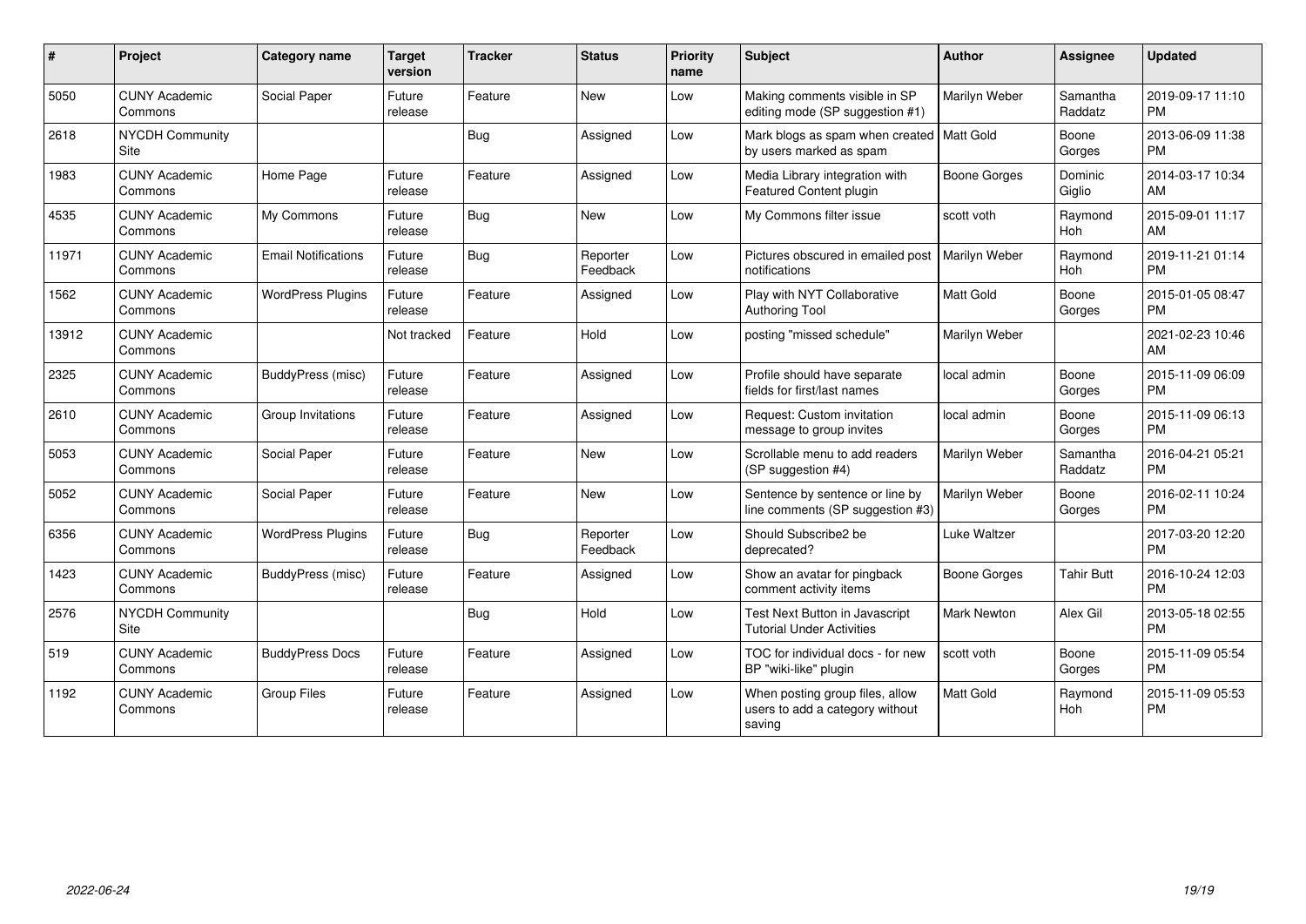| # | Project | Category name | Target version | Tracker | Status | Priority name | Subject | Author | Assignee | Updated |
|---|---|---|---|---|---|---|---|---|---|---|
| 5050 | CUNY Academic Commons | Social Paper | Future release | Feature | New | Low | Making comments visible in SP editing mode (SP suggestion #1) | Marilyn Weber | Samantha Raddatz | 2019-09-17 11:10 PM |
| 2618 | NYCDH Community Site | | | Bug | Assigned | Low | Mark blogs as spam when created by users marked as spam | Matt Gold | Boone Gorges | 2013-06-09 11:38 PM |
| 1983 | CUNY Academic Commons | Home Page | Future release | Feature | Assigned | Low | Media Library integration with Featured Content plugin | Boone Gorges | Dominic Giglio | 2014-03-17 10:34 AM |
| 4535 | CUNY Academic Commons | My Commons | Future release | Bug | New | Low | My Commons filter issue | scott voth | Raymond Hoh | 2015-09-01 11:17 AM |
| 11971 | CUNY Academic Commons | Email Notifications | Future release | Bug | Reporter Feedback | Low | Pictures obscured in emailed post notifications | Marilyn Weber | Raymond Hoh | 2019-11-21 01:14 PM |
| 1562 | CUNY Academic Commons | WordPress Plugins | Future release | Feature | Assigned | Low | Play with NYT Collaborative Authoring Tool | Matt Gold | Boone Gorges | 2015-01-05 08:47 PM |
| 13912 | CUNY Academic Commons | | Not tracked | Feature | Hold | Low | posting "missed schedule" | Marilyn Weber | | 2021-02-23 10:46 AM |
| 2325 | CUNY Academic Commons | BuddyPress (misc) | Future release | Feature | Assigned | Low | Profile should have separate fields for first/last names | local admin | Boone Gorges | 2015-11-09 06:09 PM |
| 2610 | CUNY Academic Commons | Group Invitations | Future release | Feature | Assigned | Low | Request: Custom invitation message to group invites | local admin | Boone Gorges | 2015-11-09 06:13 PM |
| 5053 | CUNY Academic Commons | Social Paper | Future release | Feature | New | Low | Scrollable menu to add readers (SP suggestion #4) | Marilyn Weber | Samantha Raddatz | 2016-04-21 05:21 PM |
| 5052 | CUNY Academic Commons | Social Paper | Future release | Feature | New | Low | Sentence by sentence or line by line comments (SP suggestion #3) | Marilyn Weber | Boone Gorges | 2016-02-11 10:24 PM |
| 6356 | CUNY Academic Commons | WordPress Plugins | Future release | Bug | Reporter Feedback | Low | Should Subscribe2 be deprecated? | Luke Waltzer | | 2017-03-20 12:20 PM |
| 1423 | CUNY Academic Commons | BuddyPress (misc) | Future release | Feature | Assigned | Low | Show an avatar for pingback comment activity items | Boone Gorges | Tahir Butt | 2016-10-24 12:03 PM |
| 2576 | NYCDH Community Site | | | Bug | Hold | Low | Test Next Button in Javascript Tutorial Under Activities | Mark Newton | Alex Gil | 2013-05-18 02:55 PM |
| 519 | CUNY Academic Commons | BuddyPress Docs | Future release | Feature | Assigned | Low | TOC for individual docs - for new BP "wiki-like" plugin | scott voth | Boone Gorges | 2015-11-09 05:54 PM |
| 1192 | CUNY Academic Commons | Group Files | Future release | Feature | Assigned | Low | When posting group files, allow users to add a category without saving | Matt Gold | Raymond Hoh | 2015-11-09 05:53 PM |